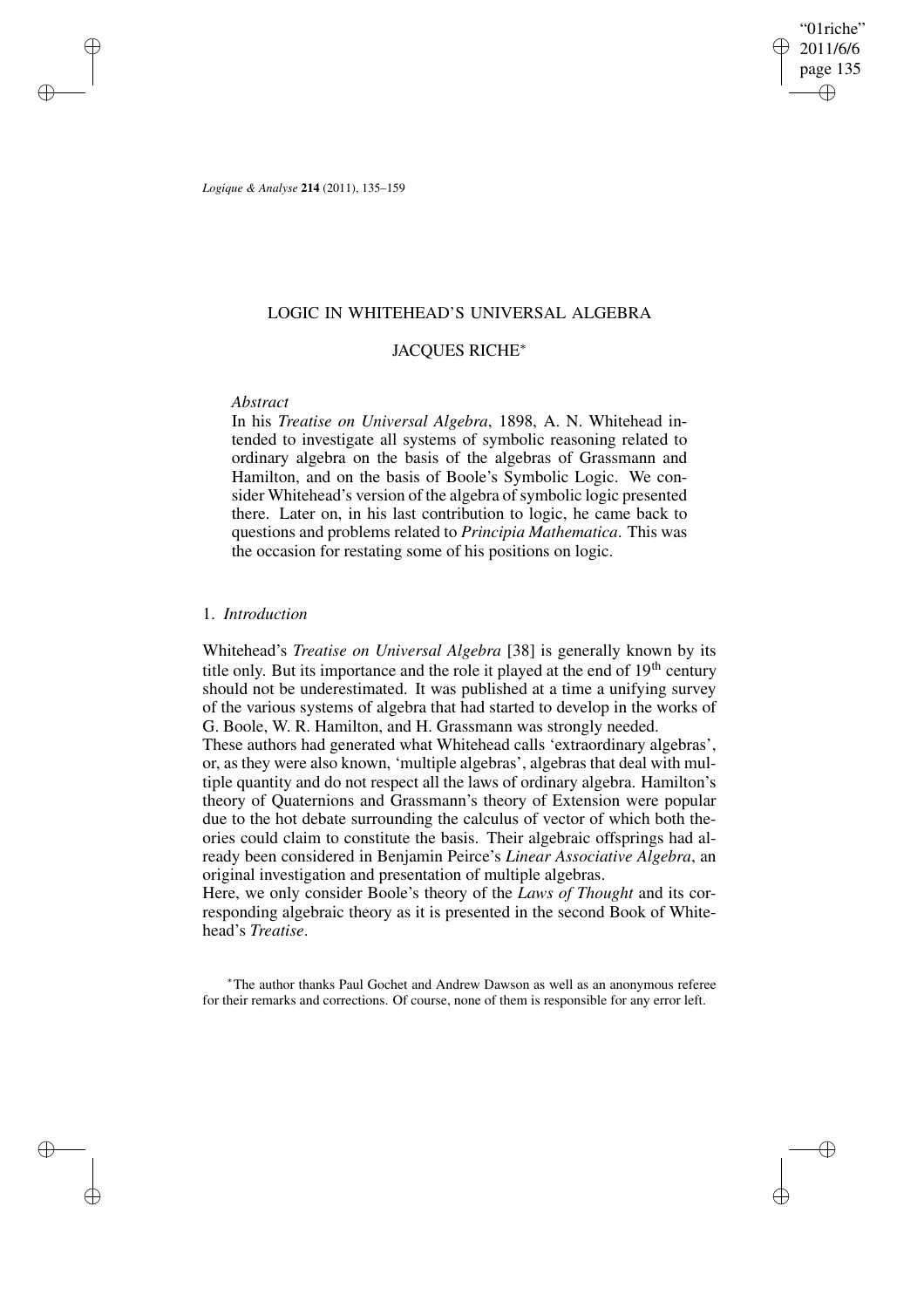# LOGIC IN WHITEHEAD'S UNIVERSAL ALGEBRA

## JACQUES RICHE*

*Abstract*

In his *Treatise on Universal Algebra*, 1898, A. N. Whitehead intended to investigate all systems of symbolic reasoning related to ordinary algebra on the basis of the algebras of Grassmann and Hamilton, and on the basis of Boole's Symbolic Logic. We consider Whitehead's version of the algebra of symbolic logic presented there. Later on, in his last contribution to logic, he came back to questions and problems related to *Principia Mathematica*. This was the occasion for restating some of his positions on logic.

### 1. *Introduction*

Whitehead's *Treatise on Universal Algebra* [38] is generally known by its title only. But its importance and the role it played at the end of 19th century should not be underestimated. It was published at a time a unifying survey of the various systems of algebra that had started to develop in the works of G. Boole, W. R. Hamilton, and H. Grassmann was strongly needed.

These authors had generated what Whitehead calls 'extraordinary algebras', or, as they were also known, 'multiple algebras', algebras that deal with multiple quantity and do not respect all the laws of ordinary algebra. Hamilton's theory of Quaternions and Grassmann's theory of Extension were popular due to the hot debate surrounding the calculus of vector of which both theories could claim to constitute the basis. Their algebraic offsprings had already been considered in Benjamin Peirce's *Linear Associative Algebra*, an original investigation and presentation of multiple algebras.

Here, we only consider Boole's theory of the *Laws of Thought* and its corresponding algebraic theory as it is presented in the second Book of Whitehead's *Treatise*.

*The author thanks Paul Gochet and Andrew Dawson as well as an anonymous referee for their remarks and corrections. Of course, none of them is responsible for any error left.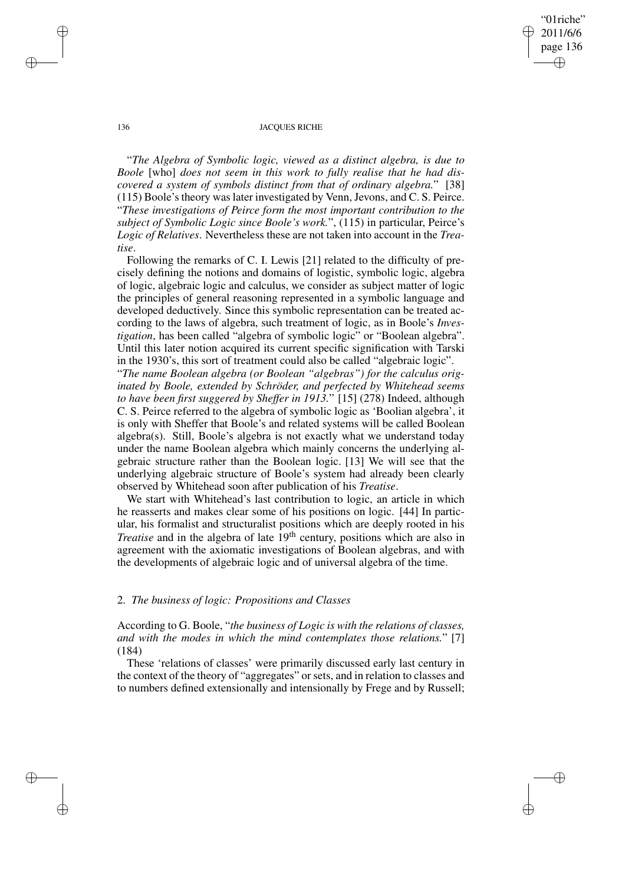"*The Algebra of Symbolic logic, viewed as a distinct algebra, is due to Boole* [who] *does not seem in this work to fully realise that he had discovered a system of symbols distinct from that of ordinary algebra.*" [38] (115) Boole's theory was later investigated by Venn, Jevons, and C. S. Peirce. "*These investigations of Peirce form the most important contribution to the subject of Symbolic Logic since Boole's work.*", (115) in particular, Peirce's *Logic of Relatives*. Nevertheless these are not taken into account in the *Treatise*.

Following the remarks of C. I. Lewis [21] related to the difficulty of precisely defining the notions and domains of logistic, symbolic logic, algebra of logic, algebraic logic and calculus, we consider as subject matter of logic the principles of general reasoning represented in a symbolic language and developed deductively. Since this symbolic representation can be treated according to the laws of algebra, such treatment of logic, as in Boole's *Investigation*, has been called "algebra of symbolic logic" or "Boolean algebra". Until this later notion acquired its current specific signification with Tarski in the 1930's, this sort of treatment could also be called "algebraic logic".

"*The name Boolean algebra (or Boolean "algebras") for the calculus originated by Boole, extended by Schröder, and perfected by Whitehead seems to have been first suggered by Sheffer in 1913.*" [15] (278) Indeed, although C. S. Peirce referred to the algebra of symbolic logic as 'Boolian algebra', it is only with Sheffer that Boole's and related systems will be called Boolean algebra(s). Still, Boole's algebra is not exactly what we understand today under the name Boolean algebra which mainly concerns the underlying algebraic structure rather than the Boolean logic. [13] We will see that the underlying algebraic structure of Boole's system had already been clearly observed by Whitehead soon after publication of his *Treatise*.

We start with Whitehead's last contribution to logic, an article in which he reasserts and makes clear some of his positions on logic. [44] In particular, his formalist and structuralist positions which are deeply rooted in his *Treatise* and in the algebra of late 19th century, positions which are also in agreement with the axiomatic investigations of Boolean algebras, and with the developments of algebraic logic and of universal algebra of the time.

## 2. *The business of logic: Propositions and Classes*

According to G. Boole, "*the business of Logic is with the relations of classes, and with the modes in which the mind contemplates those relations.*" [7] (184)

These 'relations of classes' were primarily discussed early last century in the context of the theory of "aggregates" or sets, and in relation to classes and to numbers defined extensionally and intensionally by Frege and by Russell;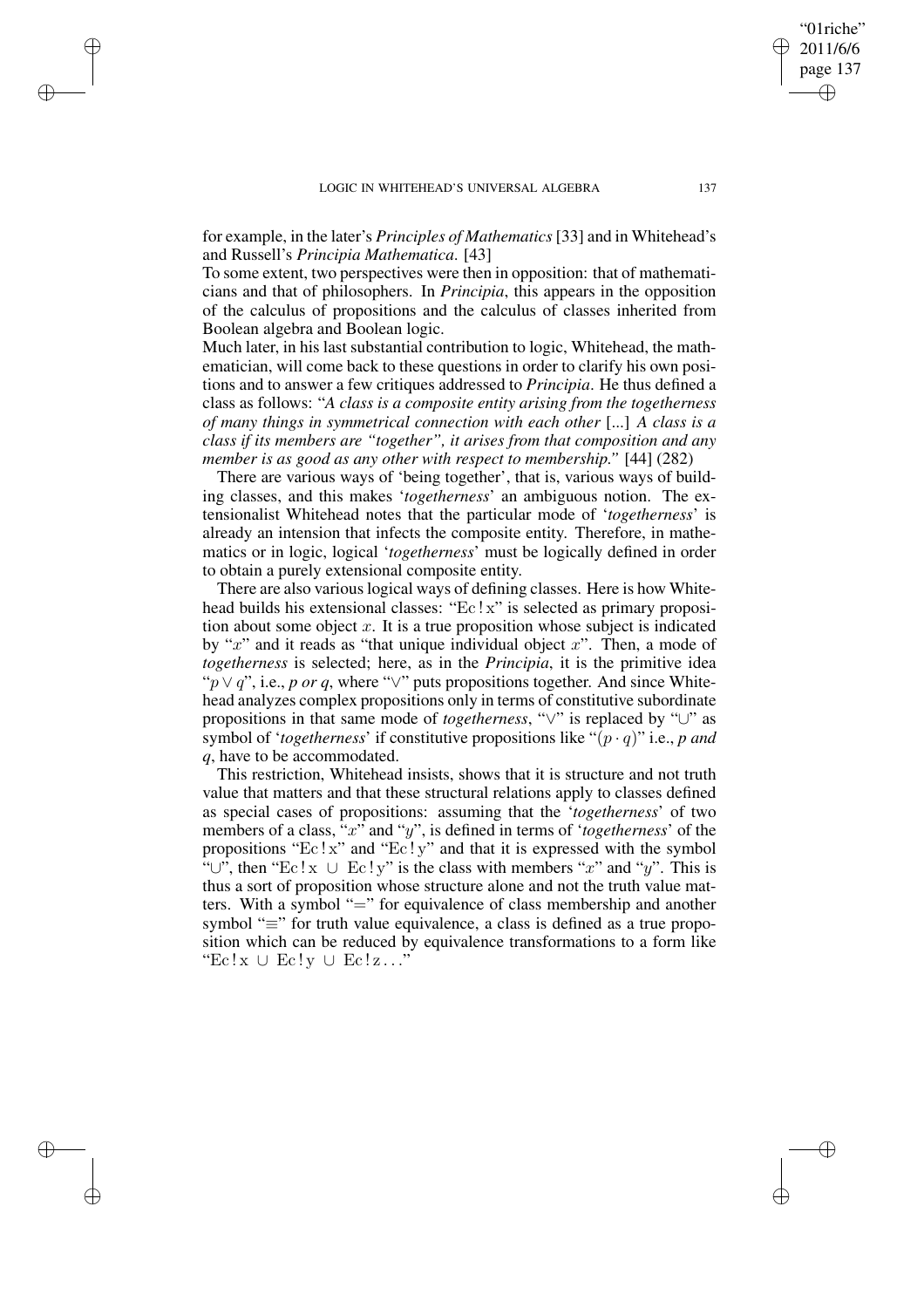for example, in the later's *Principles of Mathematics* [33] and in Whitehead's and Russell's *Principia Mathematica*. [43]

To some extent, two perspectives were then in opposition: that of mathematicians and that of philosophers. In *Principia*, this appears in the opposition of the calculus of propositions and the calculus of classes inherited from Boolean algebra and Boolean logic.

Much later, in his last substantial contribution to logic, Whitehead, the mathematician, will come back to these questions in order to clarify his own positions and to answer a few critiques addressed to *Principia*. He thus defined a class as follows: "*A class is a composite entity arising from the togetherness of many things in symmetrical connection with each other* [...] *A class is a class if its members are "together", it arises from that composition and any member is as good as any other with respect to membership.*" [44] (282)

There are various ways of 'being together', that is, various ways of building classes, and this makes '*togetherness*' an ambiguous notion. The extensionalist Whitehead notes that the particular mode of '*togetherness*' is already an intension that infects the composite entity. Therefore, in mathematics or in logic, logical '*togetherness*' must be logically defined in order to obtain a purely extensional composite entity.

There are also various logical ways of defining classes. Here is how Whitehead builds his extensional classes: "$\mathrm{Ec}\,!\,\mathrm{x}$" is selected as primary proposition about some object $x$. It is a true proposition whose subject is indicated by "$x$" and it reads as "that unique individual object $x$". Then, a mode of *togetherness* is selected; here, as in the *Principia*, it is the primitive idea "$p \vee q$", i.e., *p or q*, where "$\vee$" puts propositions together. And since Whitehead analyzes complex propositions only in terms of constitutive subordinate propositions in that same mode of *togetherness*, "$\vee$" is replaced by "$\cup$" as symbol of '*togetherness*' if constitutive propositions like "$(p \cdot q)$" i.e., *p and q*, have to be accommodated.

This restriction, Whitehead insists, shows that it is structure and not truth value that matters and that these structural relations apply to classes defined as special cases of propositions: assuming that the '*togetherness*' of two members of a class, "$x$" and "$y$", is defined in terms of '*togetherness*' of the propositions "$\mathrm{Ec}\,!\,\mathrm{x}$" and "$\mathrm{Ec}\,!\,\mathrm{y}$" and that it is expressed with the symbol "$\cup$", then "$\mathrm{Ec}\,!\,\mathrm{x} \cup \mathrm{Ec}\,!\,\mathrm{y}$" is the class with members "$x$" and "$y$". This is thus a sort of proposition whose structure alone and not the truth value matters. With a symbol "$=$" for equivalence of class membership and another symbol "$\equiv$" for truth value equivalence, a class is defined as a true proposition which can be reduced by equivalence transformations to a form like "$\mathrm{Ec}\,!\,\mathrm{x} \cup \mathrm{Ec}\,!\,\mathrm{y} \cup \mathrm{Ec}\,!\,\mathrm{z} \ldots$"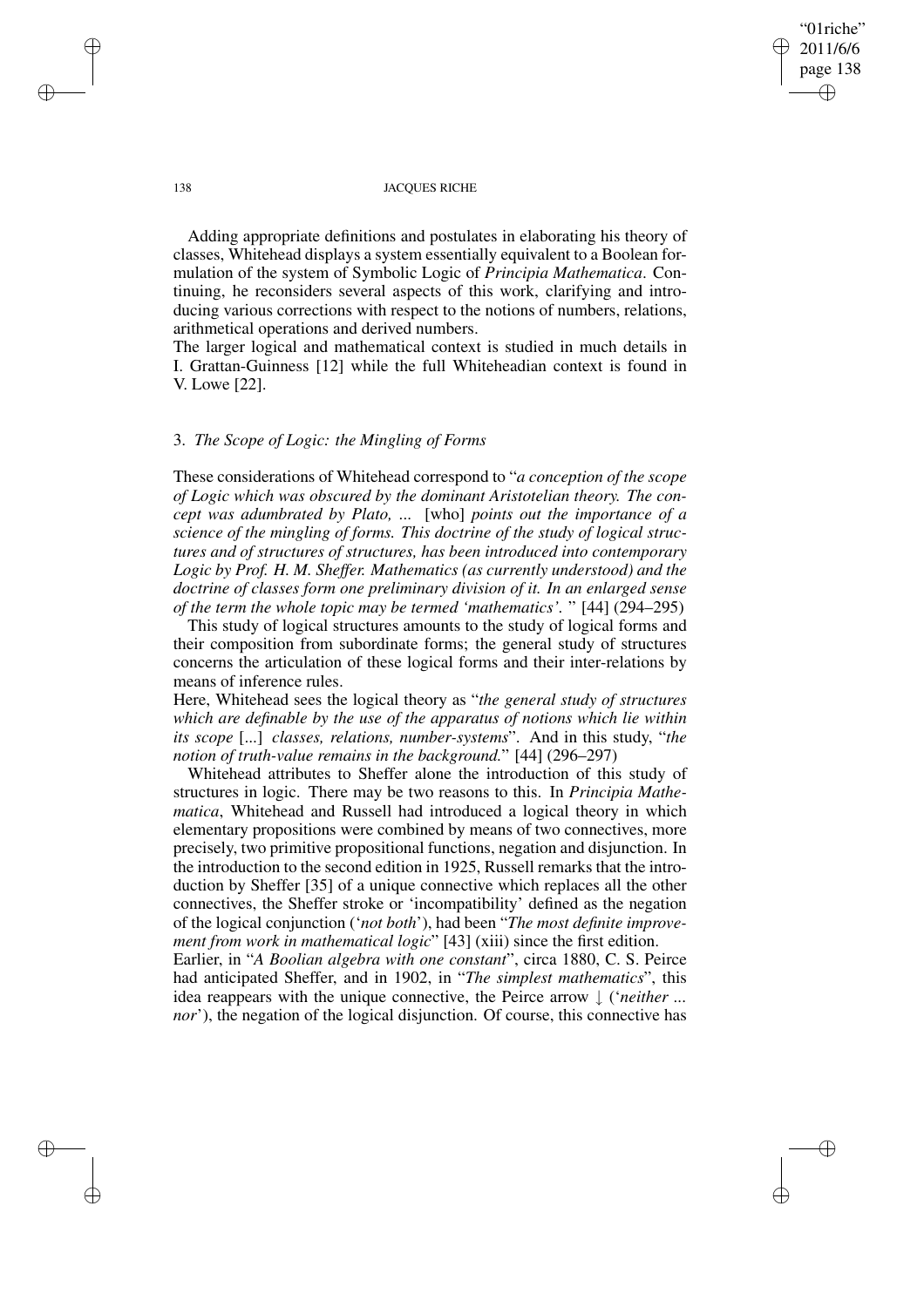Adding appropriate definitions and postulates in elaborating his theory of classes, Whitehead displays a system essentially equivalent to a Boolean formulation of the system of Symbolic Logic of *Principia Mathematica*. Continuing, he reconsiders several aspects of this work, clarifying and introducing various corrections with respect to the notions of numbers, relations, arithmetical operations and derived numbers.

The larger logical and mathematical context is studied in much details in I. Grattan-Guinness [12] while the full Whiteheadian context is found in V. Lowe [22].

### 3. *The Scope of Logic: the Mingling of Forms*

These considerations of Whitehead correspond to "*a conception of the scope of Logic which was obscured by the dominant Aristotelian theory. The concept was adumbrated by Plato, ...* [who] *points out the importance of a science of the mingling of forms. This doctrine of the study of logical structures and of structures of structures, has been introduced into contemporary Logic by Prof. H. M. Sheffer. Mathematics (as currently understood) and the doctrine of classes form one preliminary division of it. In an enlarged sense of the term the whole topic may be termed 'mathematics'.* " [44] (294–295)

This study of logical structures amounts to the study of logical forms and their composition from subordinate forms; the general study of structures concerns the articulation of these logical forms and their inter-relations by means of inference rules.

Here, Whitehead sees the logical theory as "*the general study of structures which are definable by the use of the apparatus of notions which lie within its scope* [...] *classes, relations, number-systems*". And in this study, "*the notion of truth-value remains in the background.*" [44] (296–297)

Whitehead attributes to Sheffer alone the introduction of this study of structures in logic. There may be two reasons to this. In *Principia Mathematica*, Whitehead and Russell had introduced a logical theory in which elementary propositions were combined by means of two connectives, more precisely, two primitive propositional functions, negation and disjunction. In the introduction to the second edition in 1925, Russell remarks that the introduction by Sheffer [35] of a unique connective which replaces all the other connectives, the Sheffer stroke or 'incompatibility' defined as the negation of the logical conjunction ('*not both*'), had been "*The most definite improvement from work in mathematical logic*" [43] (xiii) since the first edition.

Earlier, in "*A Boolian algebra with one constant*", circa 1880, C. S. Peirce had anticipated Sheffer, and in 1902, in "*The simplest mathematics*", this idea reappears with the unique connective, the Peirce arrow $\downarrow$ ('*neither ... nor*'), the negation of the logical disjunction. Of course, this connective has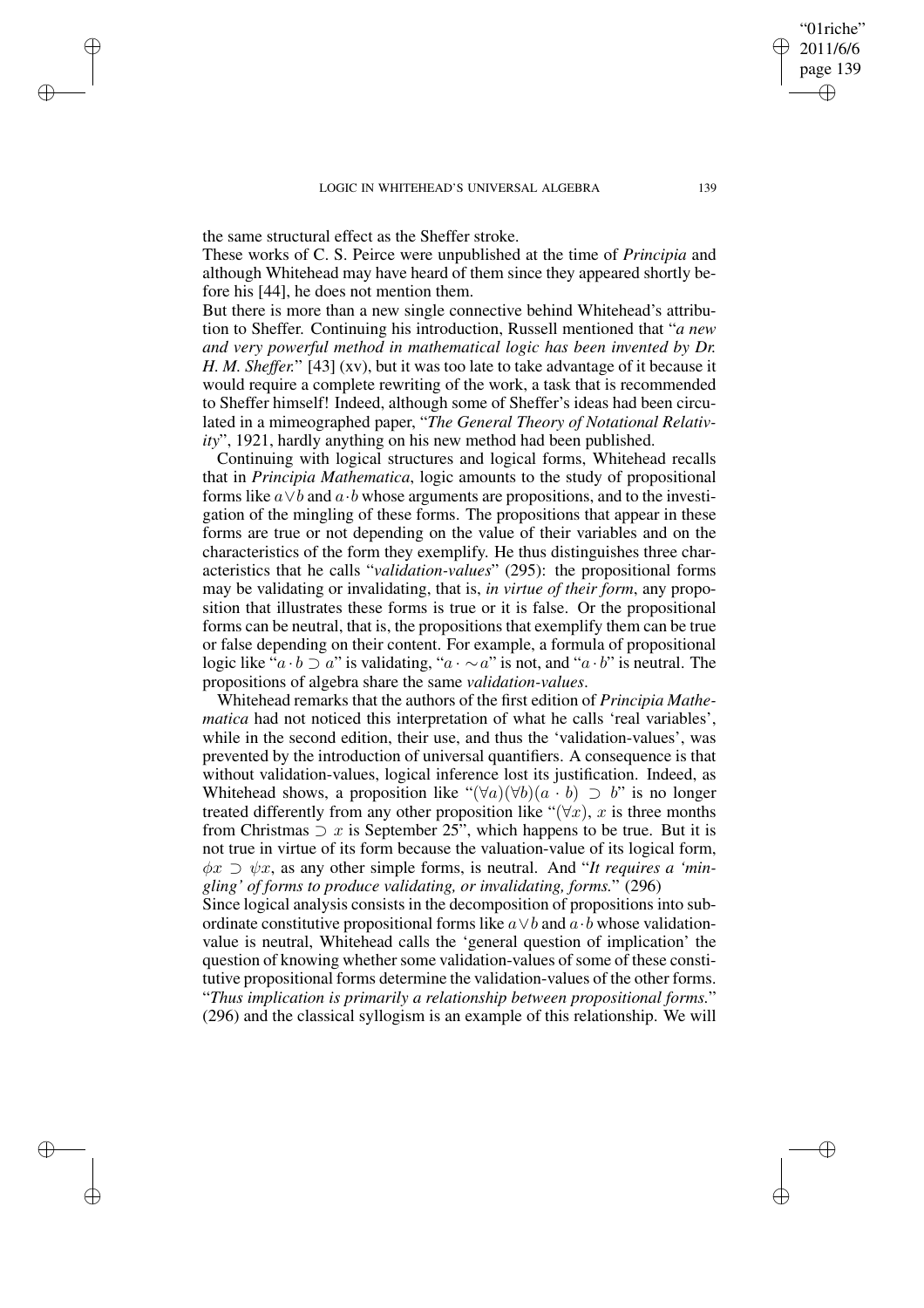the same structural effect as the Sheffer stroke.

These works of C. S. Peirce were unpublished at the time of *Principia* and although Whitehead may have heard of them since they appeared shortly before his [44], he does not mention them.

But there is more than a new single connective behind Whitehead's attribution to Sheffer. Continuing his introduction, Russell mentioned that "*a new and very powerful method in mathematical logic has been invented by Dr. H. M. Sheffer.*" [43] (xv), but it was too late to take advantage of it because it would require a complete rewriting of the work, a task that is recommended to Sheffer himself! Indeed, although some of Sheffer's ideas had been circulated in a mimeographed paper, "*The General Theory of Notational Relativity*", 1921, hardly anything on his new method had been published.

Continuing with logical structures and logical forms, Whitehead recalls that in *Principia Mathematica*, logic amounts to the study of propositional forms like $a \vee b$ and $a \cdot b$ whose arguments are propositions, and to the investigation of the mingling of these forms. The propositions that appear in these forms are true or not depending on the value of their variables and on the characteristics of the form they exemplify. He thus distinguishes three characteristics that he calls "*validation-values*" (295): the propositional forms may be validating or invalidating, that is, *in virtue of their form*, any proposition that illustrates these forms is true or it is false. Or the propositional forms can be neutral, that is, the propositions that exemplify them can be true or false depending on their content. For example, a formula of propositional logic like "$a \cdot b \supset a$" is validating, "$a \cdot \sim a$" is not, and "$a \cdot b$" is neutral. The propositions of algebra share the same *validation-values*.

Whitehead remarks that the authors of the first edition of *Principia Mathematica* had not noticed this interpretation of what he calls 'real variables', while in the second edition, their use, and thus the 'validation-values', was prevented by the introduction of universal quantifiers. A consequence is that without validation-values, logical inference lost its justification. Indeed, as Whitehead shows, a proposition like "$(\forall a)(\forall b)(a \cdot b) \supset b$" is no longer treated differently from any other proposition like "$(\forall x)$, $x$ is three months from Christmas $\supset x$ is September 25", which happens to be true. But it is not true in virtue of its form because the valuation-value of its logical form, $\phi x \supset \psi x$, as any other simple forms, is neutral. And "*It requires a 'mingling' of forms to produce validating, or invalidating, forms.*" (296)

Since logical analysis consists in the decomposition of propositions into subordinate constitutive propositional forms like $a \vee b$ and $a \cdot b$ whose validation-value is neutral, Whitehead calls the 'general question of implication' the question of knowing whether some validation-values of some of these constitutive propositional forms determine the validation-values of the other forms. "*Thus implication is primarily a relationship between propositional forms.*" (296) and the classical syllogism is an example of this relationship. We will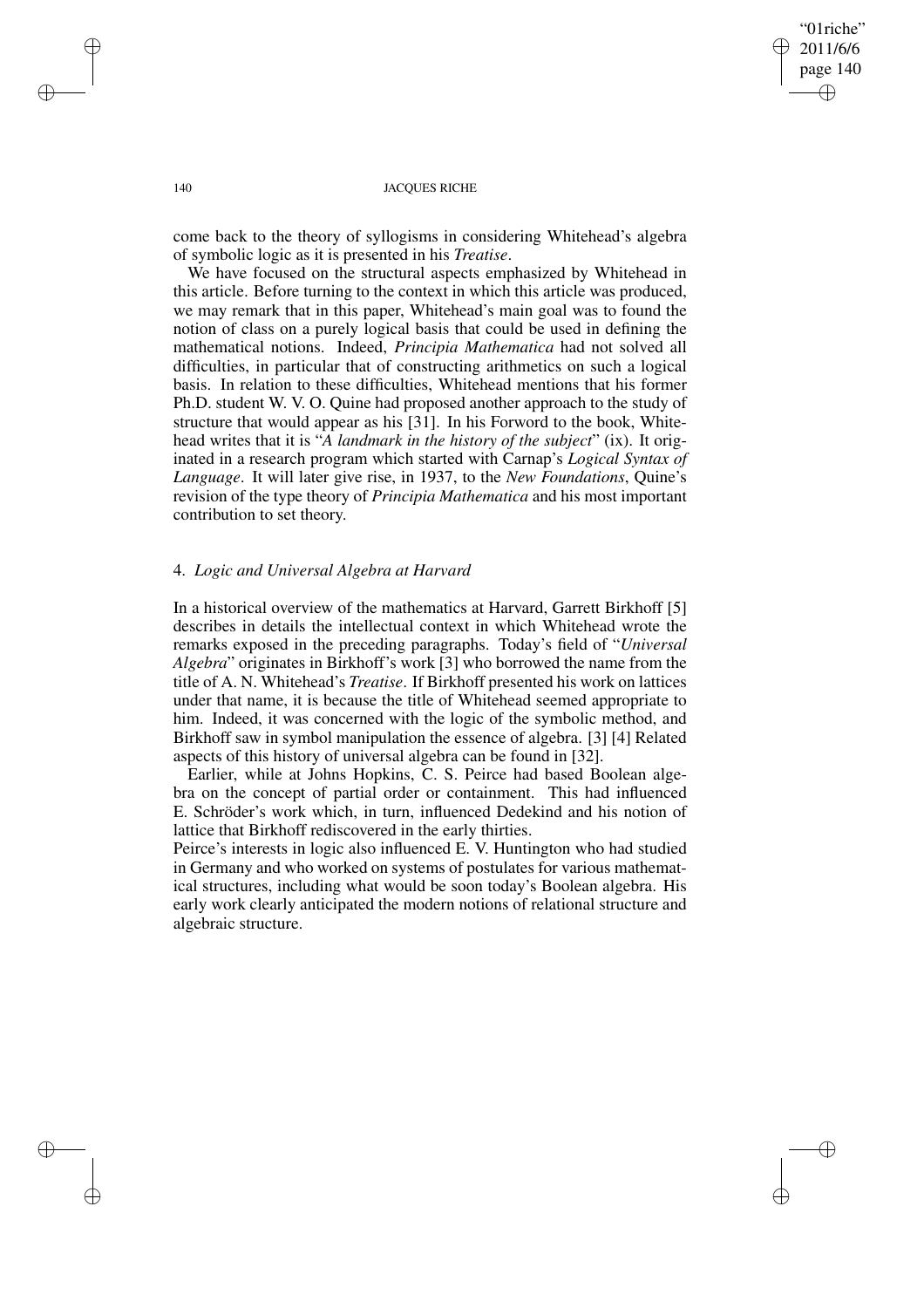come back to the theory of syllogisms in considering Whitehead's algebra of symbolic logic as it is presented in his *Treatise*.

We have focused on the structural aspects emphasized by Whitehead in this article. Before turning to the context in which this article was produced, we may remark that in this paper, Whitehead's main goal was to found the notion of class on a purely logical basis that could be used in defining the mathematical notions. Indeed, *Principia Mathematica* had not solved all difficulties, in particular that of constructing arithmetics on such a logical basis. In relation to these difficulties, Whitehead mentions that his former Ph.D. student W. V. O. Quine had proposed another approach to the study of structure that would appear as his [31]. In his Forword to the book, Whitehead writes that it is "*A landmark in the history of the subject*" (ix). It originated in a research program which started with Carnap's *Logical Syntax of Language*. It will later give rise, in 1937, to the *New Foundations*, Quine's revision of the type theory of *Principia Mathematica* and his most important contribution to set theory.

## 4. *Logic and Universal Algebra at Harvard*

In a historical overview of the mathematics at Harvard, Garrett Birkhoff [5] describes in details the intellectual context in which Whitehead wrote the remarks exposed in the preceding paragraphs. Today's field of "*Universal Algebra*" originates in Birkhoff's work [3] who borrowed the name from the title of A. N. Whitehead's *Treatise*. If Birkhoff presented his work on lattices under that name, it is because the title of Whitehead seemed appropriate to him. Indeed, it was concerned with the logic of the symbolic method, and Birkhoff saw in symbol manipulation the essence of algebra. [3] [4] Related aspects of this history of universal algebra can be found in [32].

Earlier, while at Johns Hopkins, C. S. Peirce had based Boolean algebra on the concept of partial order or containment. This had influenced E. Schröder's work which, in turn, influenced Dedekind and his notion of lattice that Birkhoff rediscovered in the early thirties.

Peirce's interests in logic also influenced E. V. Huntington who had studied in Germany and who worked on systems of postulates for various mathematical structures, including what would be soon today's Boolean algebra. His early work clearly anticipated the modern notions of relational structure and algebraic structure.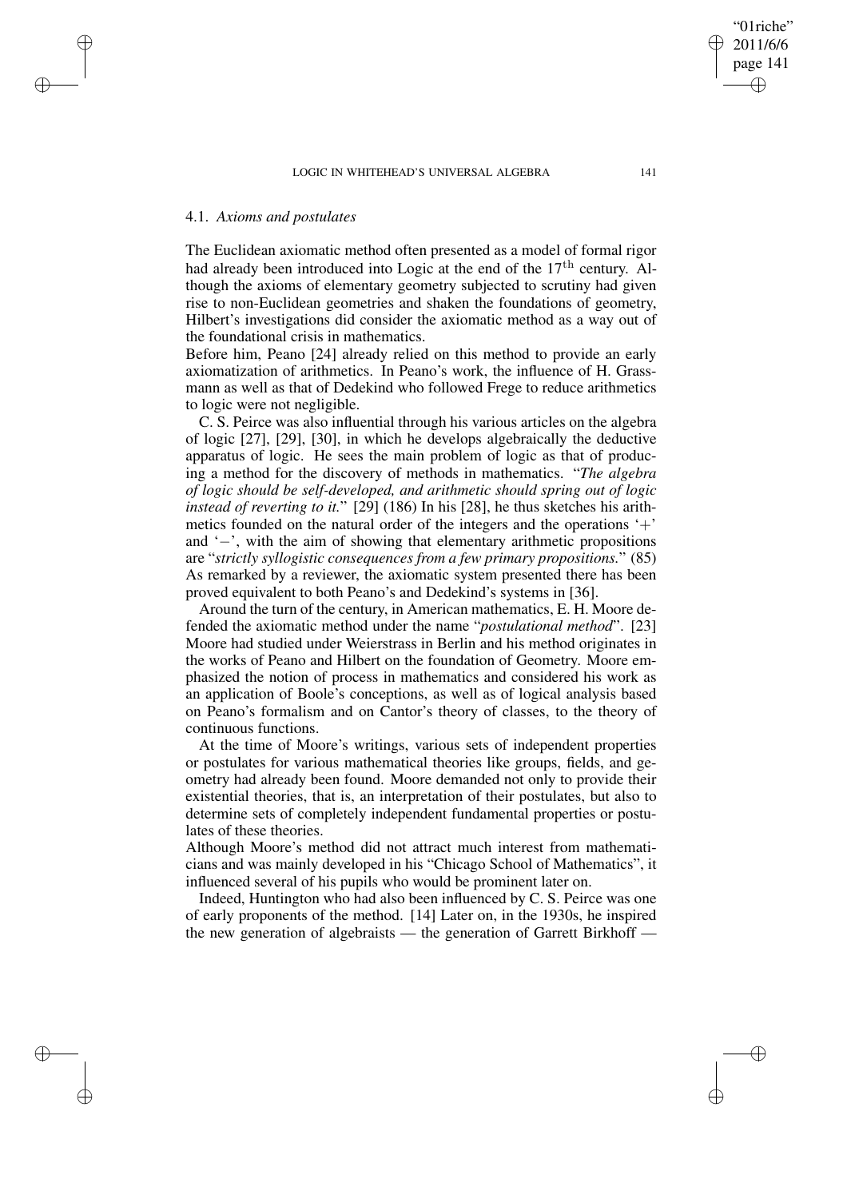### 4.1. *Axioms and postulates*

The Euclidean axiomatic method often presented as a model of formal rigor had already been introduced into Logic at the end of the $17^{\text{th}}$ century. Although the axioms of elementary geometry subjected to scrutiny had given rise to non-Euclidean geometries and shaken the foundations of geometry, Hilbert's investigations did consider the axiomatic method as a way out of the foundational crisis in mathematics.

Before him, Peano [24] already relied on this method to provide an early axiomatization of arithmetics. In Peano's work, the influence of H. Grassmann as well as that of Dedekind who followed Frege to reduce arithmetics to logic were not negligible.

C. S. Peirce was also influential through his various articles on the algebra of logic [27], [29], [30], in which he develops algebraically the deductive apparatus of logic. He sees the main problem of logic as that of producing a method for the discovery of methods in mathematics. "*The algebra of logic should be self-developed, and arithmetic should spring out of logic instead of reverting to it.*" [29] (186) In his [28], he thus sketches his arithmetics founded on the natural order of the integers and the operations '$+$' and '$-$', with the aim of showing that elementary arithmetic propositions are "*strictly syllogistic consequences from a few primary propositions.*" (85) As remarked by a reviewer, the axiomatic system presented there has been proved equivalent to both Peano's and Dedekind's systems in [36].

Around the turn of the century, in American mathematics, E. H. Moore defended the axiomatic method under the name "*postulational method*". [23] Moore had studied under Weierstrass in Berlin and his method originates in the works of Peano and Hilbert on the foundation of Geometry. Moore emphasized the notion of process in mathematics and considered his work as an application of Boole's conceptions, as well as of logical analysis based on Peano's formalism and on Cantor's theory of classes, to the theory of continuous functions.

At the time of Moore's writings, various sets of independent properties or postulates for various mathematical theories like groups, fields, and geometry had already been found. Moore demanded not only to provide their existential theories, that is, an interpretation of their postulates, but also to determine sets of completely independent fundamental properties or postulates of these theories.

Although Moore's method did not attract much interest from mathematicians and was mainly developed in his "Chicago School of Mathematics", it influenced several of his pupils who would be prominent later on.

Indeed, Huntington who had also been influenced by C. S. Peirce was one of early proponents of the method. [14] Later on, in the 1930s, he inspired the new generation of algebraists — the generation of Garrett Birkhoff —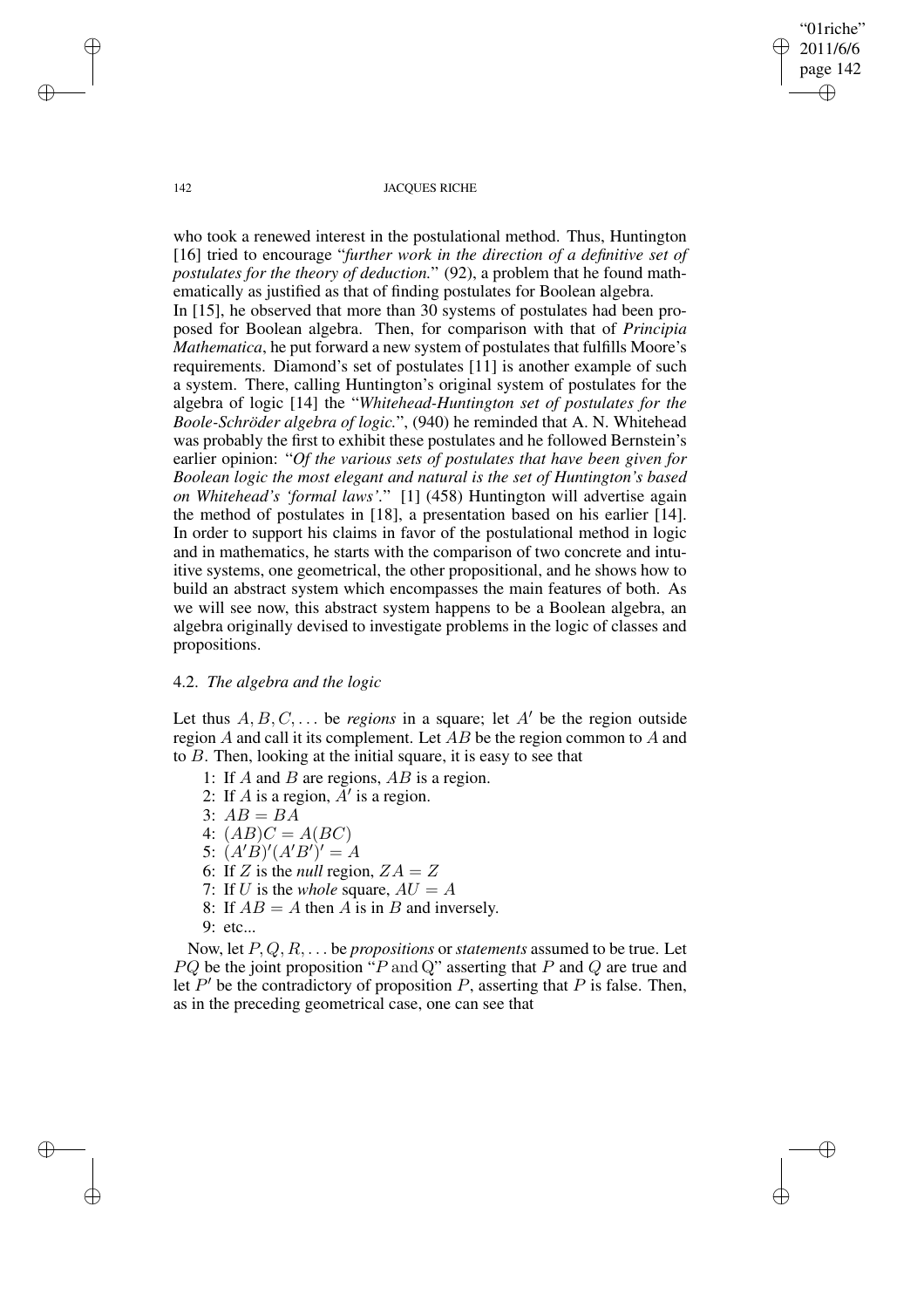who took a renewed interest in the postulational method. Thus, Huntington [16] tried to encourage "*further work in the direction of a definitive set of postulates for the theory of deduction.*" (92), a problem that he found mathematically as justified as that of finding postulates for Boolean algebra.
In [15], he observed that more than 30 systems of postulates had been proposed for Boolean algebra. Then, for comparison with that of *Principia Mathematica*, he put forward a new system of postulates that fulfills Moore's requirements. Diamond's set of postulates [11] is another example of such a system. There, calling Huntington's original system of postulates for the algebra of logic [14] the "*Whitehead-Huntington set of postulates for the Boole-Schröder algebra of logic.*", (940) he reminded that A. N. Whitehead was probably the first to exhibit these postulates and he followed Bernstein's earlier opinion: "*Of the various sets of postulates that have been given for Boolean logic the most elegant and natural is the set of Huntington's based on Whitehead's 'formal laws'.*" [1] (458) Huntington will advertise again the method of postulates in [18], a presentation based on his earlier [14]. In order to support his claims in favor of the postulational method in logic and in mathematics, he starts with the comparison of two concrete and intuitive systems, one geometrical, the other propositional, and he shows how to build an abstract system which encompasses the main features of both. As we will see now, this abstract system happens to be a Boolean algebra, an algebra originally devised to investigate problems in the logic of classes and propositions.

## 4.2. *The algebra and the logic*

Let thus $A, B, C, \ldots$ be *regions* in a square; let $A'$ be the region outside region $A$ and call it its complement. Let $AB$ be the region common to $A$ and to $B$. Then, looking at the initial square, it is easy to see that

1: If $A$ and $B$ are regions, $AB$ is a region.
2: If $A$ is a region, $A'$ is a region.
3: $AB = BA$
4: $(AB)C = A(BC)$
5: $(A'B)'(A'B')' = A$
6: If $Z$ is the *null* region, $ZA = Z$
7: If $U$ is the *whole* square, $AU = A$
8: If $AB = A$ then $A$ is in $B$ and inversely.
9: etc...

Now, let $P, Q, R, \ldots$ be *propositions* or *statements* assumed to be true. Let $PQ$ be the joint proposition "$P$ and Q" asserting that $P$ and $Q$ are true and let $P'$ be the contradictory of proposition $P$, asserting that $P$ is false. Then, as in the preceding geometrical case, one can see that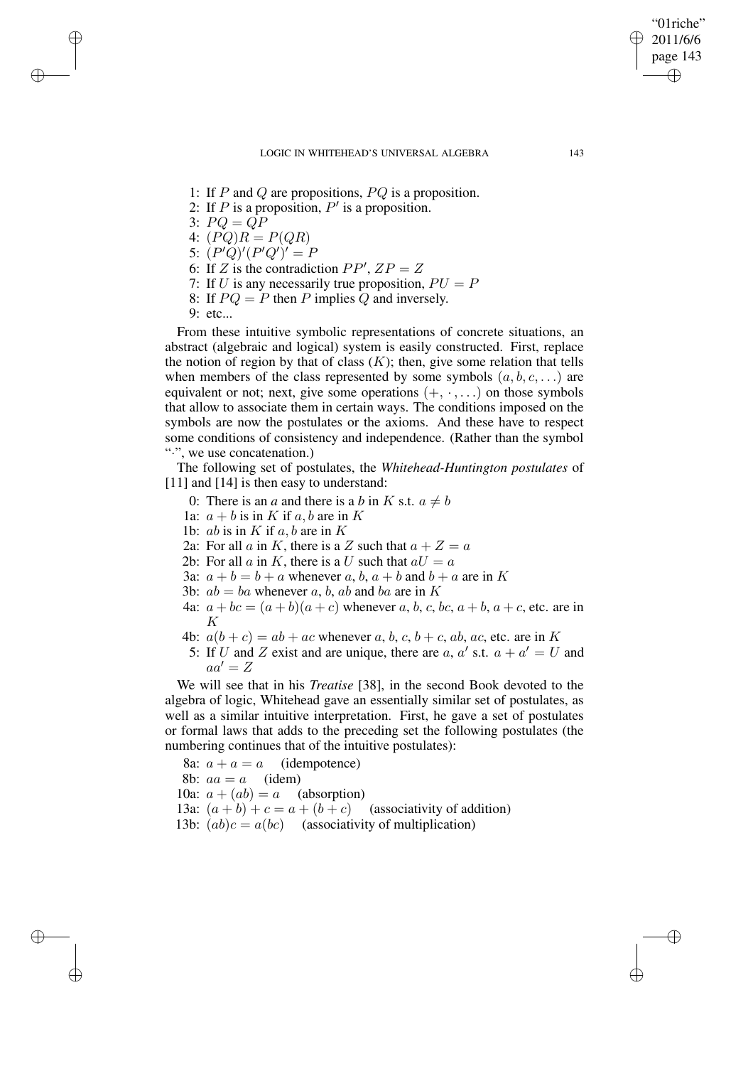1: If $P$ and $Q$ are propositions, $PQ$ is a proposition.
2: If $P$ is a proposition, $P'$ is a proposition.
3: $PQ = QP$
4: $(PQ)R = P(QR)$
5: $(P'Q)'(P'Q')' = P$
6: If $Z$ is the contradiction $PP'$, $ZP = Z$
7: If $U$ is any necessarily true proposition, $PU = P$
8: If $PQ = P$ then $P$ implies $Q$ and inversely.
9: etc...

From these intuitive symbolic representations of concrete situations, an abstract (algebraic and logical) system is easily constructed. First, replace the notion of region by that of class ($K$); then, give some relation that tells when members of the class represented by some symbols $(a, b, c, \ldots)$ are equivalent or not; next, give some operations $(+, \cdot, \ldots)$ on those symbols that allow to associate them in certain ways. The conditions imposed on the symbols are now the postulates or the axioms. And these have to respect some conditions of consistency and independence. (Rather than the symbol "$\cdot$", we use concatenation.)

The following set of postulates, the *Whitehead-Huntington postulates* of [11] and [14] is then easy to understand:

0: There is an *a* and there is a *b* in $K$ s.t. $a \neq b$
1a: $a + b$ is in $K$ if $a, b$ are in $K$
1b: $ab$ is in $K$ if $a, b$ are in $K$
2a: For all $a$ in $K$, there is a $Z$ such that $a + Z = a$
2b: For all $a$ in $K$, there is a $U$ such that $aU = a$
3a: $a + b = b + a$ whenever $a$, $b$, $a + b$ and $b + a$ are in $K$
3b: $ab = ba$ whenever $a$, $b$, $ab$ and $ba$ are in $K$
4a: $a + bc = (a + b)(a + c)$ whenever $a$, $b$, $c$, $bc$, $a + b$, $a + c$, etc. are in $K$
4b: $a(b + c) = ab + ac$ whenever $a$, $b$, $c$, $b + c$, $ab$, $ac$, etc. are in $K$
5: If $U$ and $Z$ exist and are unique, there are $a$, $a'$ s.t. $a + a' = U$ and $aa' = Z$

We will see that in his *Treatise* [38], in the second Book devoted to the algebra of logic, Whitehead gave an essentially similar set of postulates, as well as a similar intuitive interpretation. First, he gave a set of postulates or formal laws that adds to the preceding set the following postulates (the numbering continues that of the intuitive postulates):

8a: $a + a = a$ (idempotence)
8b: $aa = a$ (idem)
10a: $a + (ab) = a$ (absorption)
13a: $(a + b) + c = a + (b + c)$ (associativity of addition)
13b: $(ab)c = a(bc)$ (associativity of multiplication)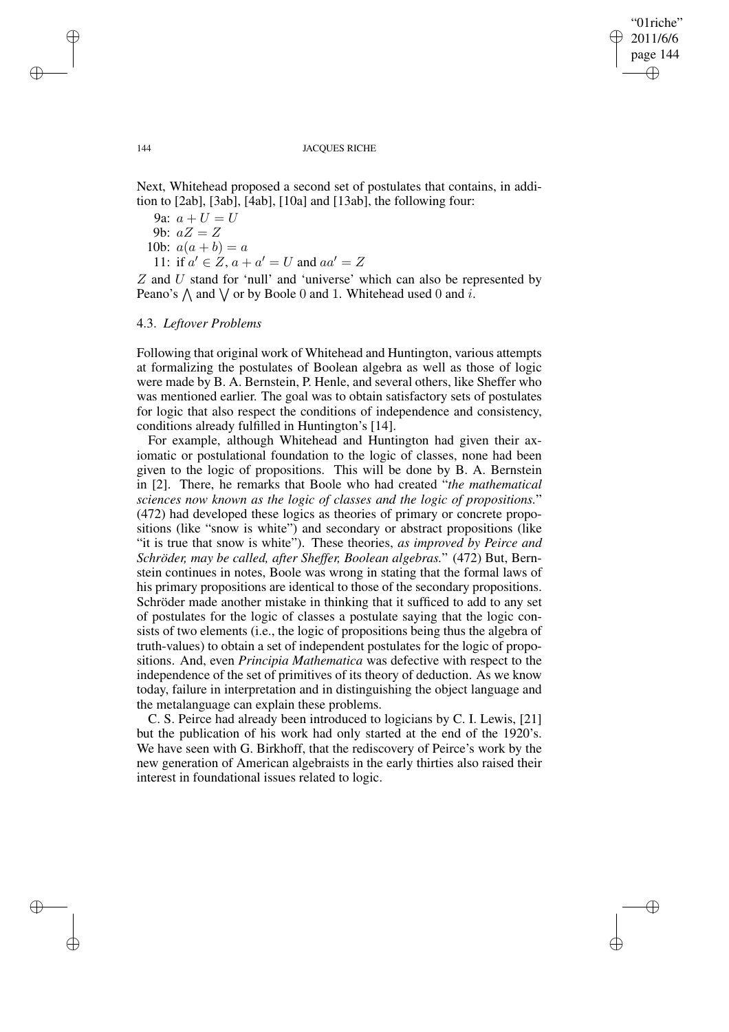Next, Whitehead proposed a second set of postulates that contains, in addition to [2ab], [3ab], [4ab], [10a] and [13ab], the following four:

9a: $a + U = U$
9b: $aZ = Z$
10b: $a(a + b) = a$
11: if $a' \in Z$, $a + a' = U$ and $aa' = Z$

$Z$ and $U$ stand for 'null' and 'universe' which can also be represented by Peano's $\bigwedge$ and $\bigvee$ or by Boole 0 and 1. Whitehead used 0 and $i$.

### 4.3. *Leftover Problems*

Following that original work of Whitehead and Huntington, various attempts at formalizing the postulates of Boolean algebra as well as those of logic were made by B. A. Bernstein, P. Henle, and several others, like Sheffer who was mentioned earlier. The goal was to obtain satisfactory sets of postulates for logic that also respect the conditions of independence and consistency, conditions already fulfilled in Huntington's [14].

For example, although Whitehead and Huntington had given their axiomatic or postulational foundation to the logic of classes, none had been given to the logic of propositions. This will be done by B. A. Bernstein in [2]. There, he remarks that Boole who had created "*the mathematical sciences now known as the logic of classes and the logic of propositions.*" (472) had developed these logics as theories of primary or concrete propositions (like "snow is white") and secondary or abstract propositions (like "it is true that snow is white"). These theories, *as improved by Peirce and Schröder, may be called, after Sheffer, Boolean algebras.*" (472) But, Bernstein continues in notes, Boole was wrong in stating that the formal laws of his primary propositions are identical to those of the secondary propositions. Schröder made another mistake in thinking that it sufficed to add to any set of postulates for the logic of classes a postulate saying that the logic consists of two elements (i.e., the logic of propositions being thus the algebra of truth-values) to obtain a set of independent postulates for the logic of propositions. And, even *Principia Mathematica* was defective with respect to the independence of the set of primitives of its theory of deduction. As we know today, failure in interpretation and in distinguishing the object language and the metalanguage can explain these problems.

C. S. Peirce had already been introduced to logicians by C. I. Lewis, [21] but the publication of his work had only started at the end of the 1920's. We have seen with G. Birkhoff, that the rediscovery of Peirce's work by the new generation of American algebraists in the early thirties also raised their interest in foundational issues related to logic.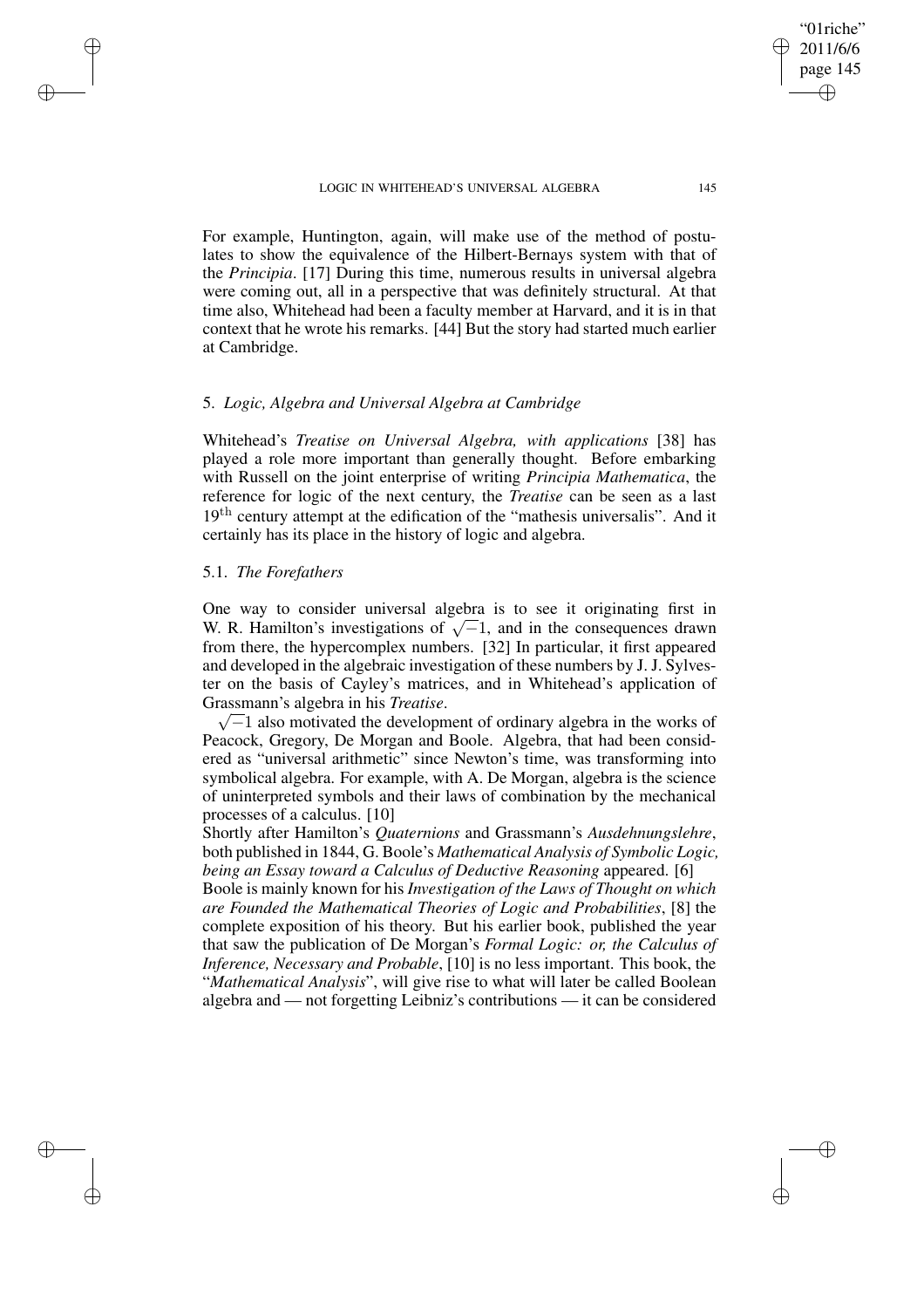For example, Huntington, again, will make use of the method of postulates to show the equivalence of the Hilbert-Bernays system with that of the *Principia*. [17] During this time, numerous results in universal algebra were coming out, all in a perspective that was definitely structural. At that time also, Whitehead had been a faculty member at Harvard, and it is in that context that he wrote his remarks. [44] But the story had started much earlier at Cambridge.

## 5. *Logic, Algebra and Universal Algebra at Cambridge*

Whitehead's *Treatise on Universal Algebra, with applications* [38] has played a role more important than generally thought. Before embarking with Russell on the joint enterprise of writing *Principia Mathematica*, the reference for logic of the next century, the *Treatise* can be seen as a last $19^{\text{th}}$ century attempt at the edification of the "mathesis universalis". And it certainly has its place in the history of logic and algebra.

### 5.1. *The Forefathers*

One way to consider universal algebra is to see it originating first in W. R. Hamilton's investigations of $\sqrt{-1}$, and in the consequences drawn from there, the hypercomplex numbers. [32] In particular, it first appeared and developed in the algebraic investigation of these numbers by J. J. Sylvester on the basis of Cayley's matrices, and in Whitehead's application of Grassmann's algebra in his *Treatise*.

$\sqrt{-1}$ also motivated the development of ordinary algebra in the works of Peacock, Gregory, De Morgan and Boole. Algebra, that had been considered as "universal arithmetic" since Newton's time, was transforming into symbolical algebra. For example, with A. De Morgan, algebra is the science of uninterpreted symbols and their laws of combination by the mechanical processes of a calculus. [10]

Shortly after Hamilton's *Quaternions* and Grassmann's *Ausdehnungslehre*, both published in 1844, G. Boole's *Mathematical Analysis of Symbolic Logic, being an Essay toward a Calculus of Deductive Reasoning* appeared. [6]

Boole is mainly known for his *Investigation of the Laws of Thought on which are Founded the Mathematical Theories of Logic and Probabilities*, [8] the complete exposition of his theory. But his earlier book, published the year that saw the publication of De Morgan's *Formal Logic: or, the Calculus of Inference, Necessary and Probable*, [10] is no less important. This book, the "*Mathematical Analysis*", will give rise to what will later be called Boolean algebra and — not forgetting Leibniz's contributions — it can be considered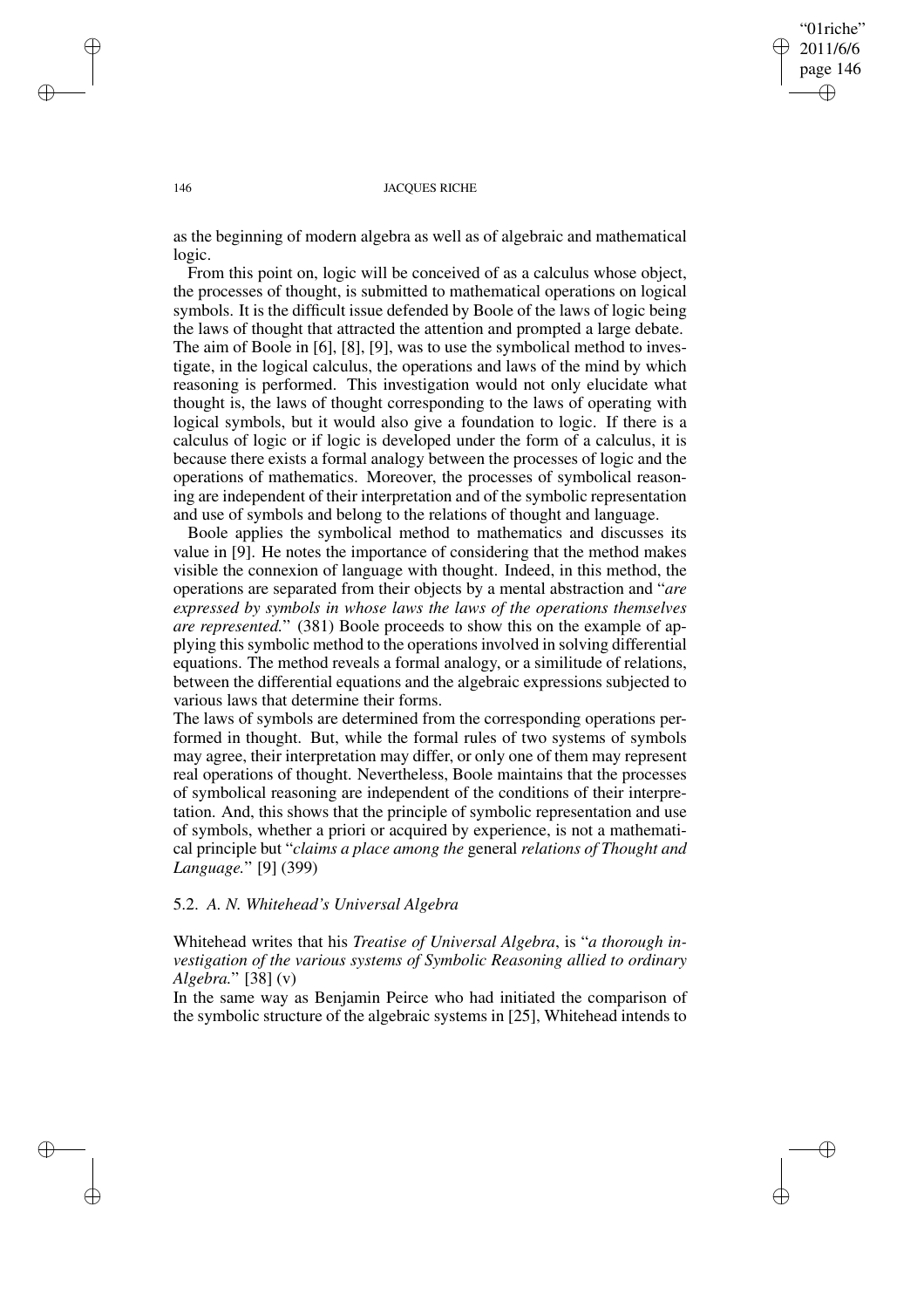as the beginning of modern algebra as well as of algebraic and mathematical logic.

From this point on, logic will be conceived of as a calculus whose object, the processes of thought, is submitted to mathematical operations on logical symbols. It is the difficult issue defended by Boole of the laws of logic being the laws of thought that attracted the attention and prompted a large debate. The aim of Boole in [6], [8], [9], was to use the symbolical method to investigate, in the logical calculus, the operations and laws of the mind by which reasoning is performed. This investigation would not only elucidate what thought is, the laws of thought corresponding to the laws of operating with logical symbols, but it would also give a foundation to logic. If there is a calculus of logic or if logic is developed under the form of a calculus, it is because there exists a formal analogy between the processes of logic and the operations of mathematics. Moreover, the processes of symbolical reasoning are independent of their interpretation and of the symbolic representation and use of symbols and belong to the relations of thought and language.

Boole applies the symbolical method to mathematics and discusses its value in [9]. He notes the importance of considering that the method makes visible the connexion of language with thought. Indeed, in this method, the operations are separated from their objects by a mental abstraction and "*are expressed by symbols in whose laws the laws of the operations themselves are represented.*" (381) Boole proceeds to show this on the example of applying this symbolic method to the operations involved in solving differential equations. The method reveals a formal analogy, or a similitude of relations, between the differential equations and the algebraic expressions subjected to various laws that determine their forms.

The laws of symbols are determined from the corresponding operations performed in thought. But, while the formal rules of two systems of symbols may agree, their interpretation may differ, or only one of them may represent real operations of thought. Nevertheless, Boole maintains that the processes of symbolical reasoning are independent of the conditions of their interpretation. And, this shows that the principle of symbolic representation and use of symbols, whether a priori or acquired by experience, is not a mathematical principle but "*claims a place among the* general *relations of Thought and Language.*" [9] (399)

### 5.2. *A. N. Whitehead's Universal Algebra*

Whitehead writes that his *Treatise of Universal Algebra*, is "*a thorough investigation of the various systems of Symbolic Reasoning allied to ordinary Algebra.*" [38] (v)

In the same way as Benjamin Peirce who had initiated the comparison of the symbolic structure of the algebraic systems in [25], Whitehead intends to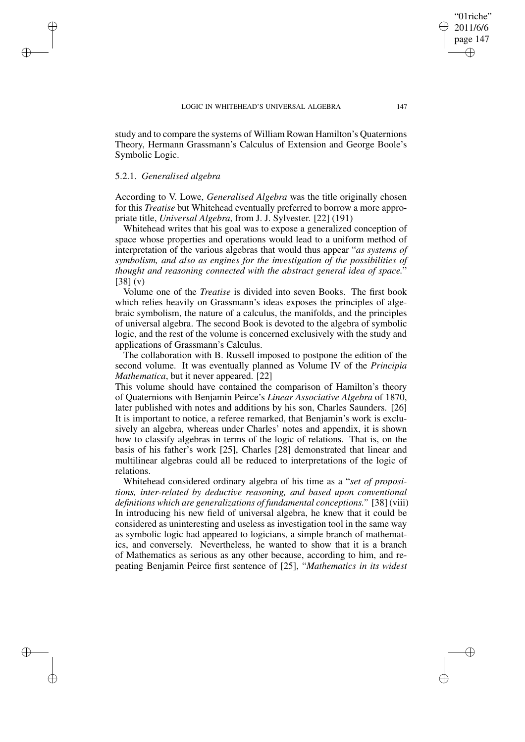study and to compare the systems of William Rowan Hamilton's Quaternions Theory, Hermann Grassmann's Calculus of Extension and George Boole's Symbolic Logic.

### 5.2.1. *Generalised algebra*

According to V. Lowe, *Generalised Algebra* was the title originally chosen for this *Treatise* but Whitehead eventually preferred to borrow a more appropriate title, *Universal Algebra*, from J. J. Sylvester. [22] (191)

Whitehead writes that his goal was to expose a generalized conception of space whose properties and operations would lead to a uniform method of interpretation of the various algebras that would thus appear "*as systems of symbolism, and also as engines for the investigation of the possibilities of thought and reasoning connected with the abstract general idea of space.*" [38] (v)

Volume one of the *Treatise* is divided into seven Books. The first book which relies heavily on Grassmann's ideas exposes the principles of algebraic symbolism, the nature of a calculus, the manifolds, and the principles of universal algebra. The second Book is devoted to the algebra of symbolic logic, and the rest of the volume is concerned exclusively with the study and applications of Grassmann's Calculus.

The collaboration with B. Russell imposed to postpone the edition of the second volume. It was eventually planned as Volume IV of the *Principia Mathematica*, but it never appeared. [22]

This volume should have contained the comparison of Hamilton's theory of Quaternions with Benjamin Peirce's *Linear Associative Algebra* of 1870, later published with notes and additions by his son, Charles Saunders. [26] It is important to notice, a referee remarked, that Benjamin's work is exclusively an algebra, whereas under Charles' notes and appendix, it is shown how to classify algebras in terms of the logic of relations. That is, on the basis of his father's work [25], Charles [28] demonstrated that linear and multilinear algebras could all be reduced to interpretations of the logic of relations.

Whitehead considered ordinary algebra of his time as a "*set of propositions, inter-related by deductive reasoning, and based upon conventional definitions which are generalizations of fundamental conceptions.*" [38] (viii) In introducing his new field of universal algebra, he knew that it could be considered as uninteresting and useless as investigation tool in the same way as symbolic logic had appeared to logicians, a simple branch of mathematics, and conversely. Nevertheless, he wanted to show that it is a branch of Mathematics as serious as any other because, according to him, and repeating Benjamin Peirce first sentence of [25], "*Mathematics in its widest*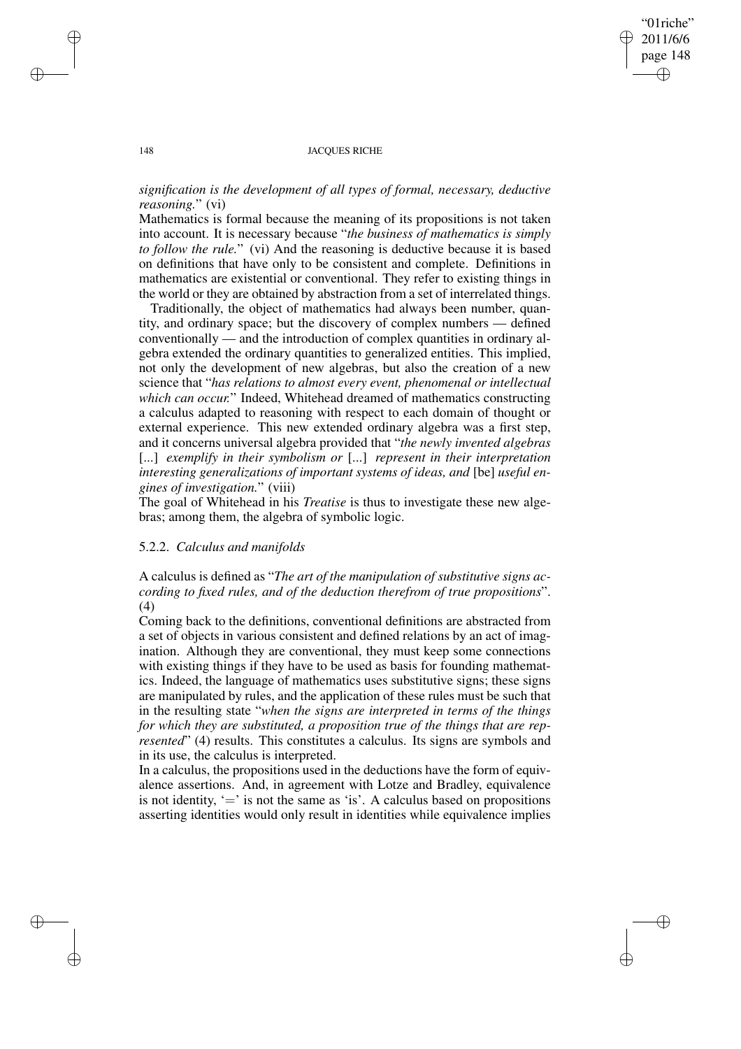*signification is the development of all types of formal, necessary, deductive reasoning.*" (vi)

Mathematics is formal because the meaning of its propositions is not taken into account. It is necessary because "*the business of mathematics is simply to follow the rule.*" (vi) And the reasoning is deductive because it is based on definitions that have only to be consistent and complete. Definitions in mathematics are existential or conventional. They refer to existing things in the world or they are obtained by abstraction from a set of interrelated things.

Traditionally, the object of mathematics had always been number, quantity, and ordinary space; but the discovery of complex numbers — defined conventionally — and the introduction of complex quantities in ordinary algebra extended the ordinary quantities to generalized entities. This implied, not only the development of new algebras, but also the creation of a new science that "*has relations to almost every event, phenomenal or intellectual which can occur.*" Indeed, Whitehead dreamed of mathematics constructing a calculus adapted to reasoning with respect to each domain of thought or external experience. This new extended ordinary algebra was a first step, and it concerns universal algebra provided that "*the newly invented algebras* [...] *exemplify in their symbolism or* [...] *represent in their interpretation interesting generalizations of important systems of ideas, and* [be] *useful engines of investigation.*" (viii)

The goal of Whitehead in his *Treatise* is thus to investigate these new algebras; among them, the algebra of symbolic logic.

### 5.2.2. *Calculus and manifolds*

A calculus is defined as "*The art of the manipulation of substitutive signs according to fixed rules, and of the deduction therefrom of true propositions*". (4)

Coming back to the definitions, conventional definitions are abstracted from a set of objects in various consistent and defined relations by an act of imagination. Although they are conventional, they must keep some connections with existing things if they have to be used as basis for founding mathematics. Indeed, the language of mathematics uses substitutive signs; these signs are manipulated by rules, and the application of these rules must be such that in the resulting state "*when the signs are interpreted in terms of the things for which they are substituted, a proposition true of the things that are represented*" (4) results. This constitutes a calculus. Its signs are symbols and in its use, the calculus is interpreted.

In a calculus, the propositions used in the deductions have the form of equivalence assertions. And, in agreement with Lotze and Bradley, equivalence is not identity, '=' is not the same as 'is'. A calculus based on propositions asserting identities would only result in identities while equivalence implies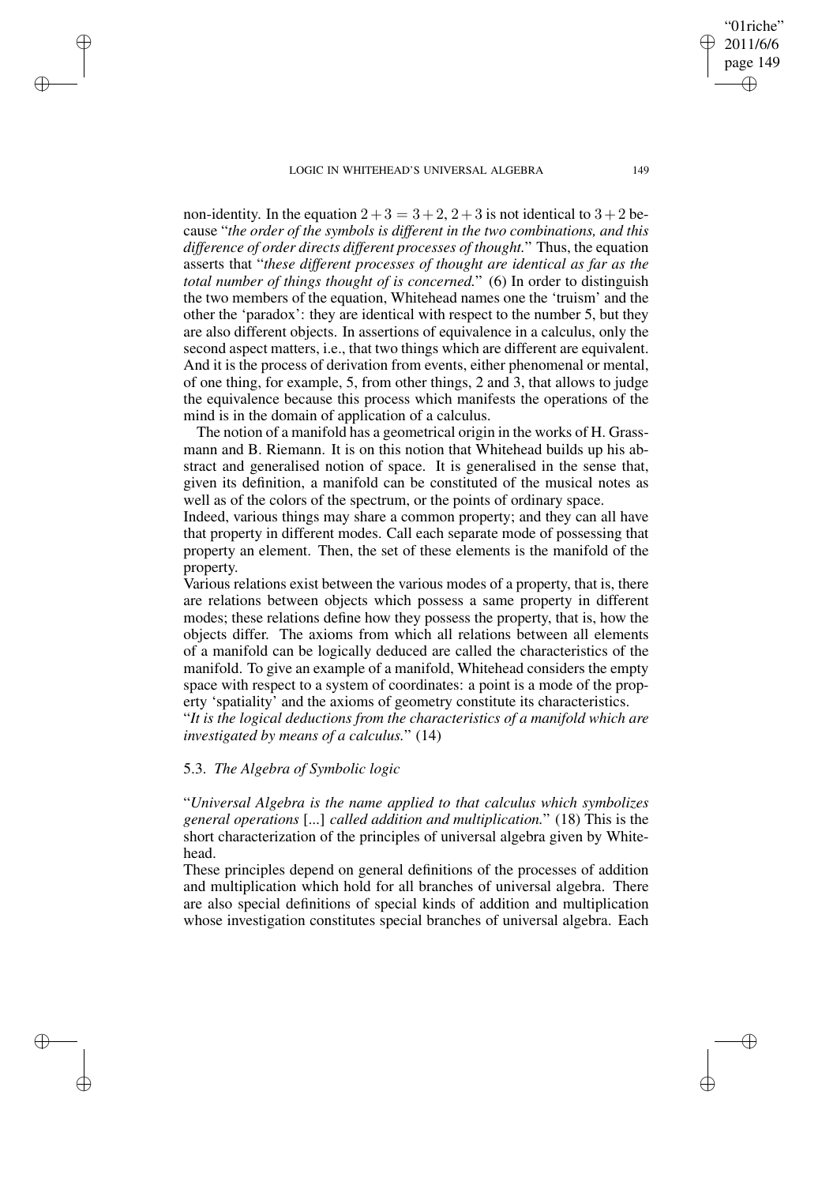non-identity. In the equation $2+3 = 3+2$, $2+3$ is not identical to $3+2$ because "*the order of the symbols is different in the two combinations, and this difference of order directs different processes of thought.*" Thus, the equation asserts that "*these different processes of thought are identical as far as the total number of things thought of is concerned.*" (6) In order to distinguish the two members of the equation, Whitehead names one the 'truism' and the other the 'paradox': they are identical with respect to the number 5, but they are also different objects. In assertions of equivalence in a calculus, only the second aspect matters, i.e., that two things which are different are equivalent. And it is the process of derivation from events, either phenomenal or mental, of one thing, for example, 5, from other things, 2 and 3, that allows to judge the equivalence because this process which manifests the operations of the mind is in the domain of application of a calculus.

The notion of a manifold has a geometrical origin in the works of H. Grassmann and B. Riemann. It is on this notion that Whitehead builds up his abstract and generalised notion of space. It is generalised in the sense that, given its definition, a manifold can be constituted of the musical notes as well as of the colors of the spectrum, or the points of ordinary space.
Indeed, various things may share a common property; and they can all have that property in different modes. Call each separate mode of possessing that property an element. Then, the set of these elements is the manifold of the property.
Various relations exist between the various modes of a property, that is, there are relations between objects which possess a same property in different modes; these relations define how they possess the property, that is, how the objects differ. The axioms from which all relations between all elements of a manifold can be logically deduced are called the characteristics of the manifold. To give an example of a manifold, Whitehead considers the empty space with respect to a system of coordinates: a point is a mode of the property 'spatiality' and the axioms of geometry constitute its characteristics.
"*It is the logical deductions from the characteristics of a manifold which are investigated by means of a calculus.*" (14)

### 5.3. *The Algebra of Symbolic logic*

"*Universal Algebra is the name applied to that calculus which symbolizes general operations* [...] *called addition and multiplication.*" (18) This is the short characterization of the principles of universal algebra given by Whitehead.
These principles depend on general definitions of the processes of addition and multiplication which hold for all branches of universal algebra. There are also special definitions of special kinds of addition and multiplication whose investigation constitutes special branches of universal algebra. Each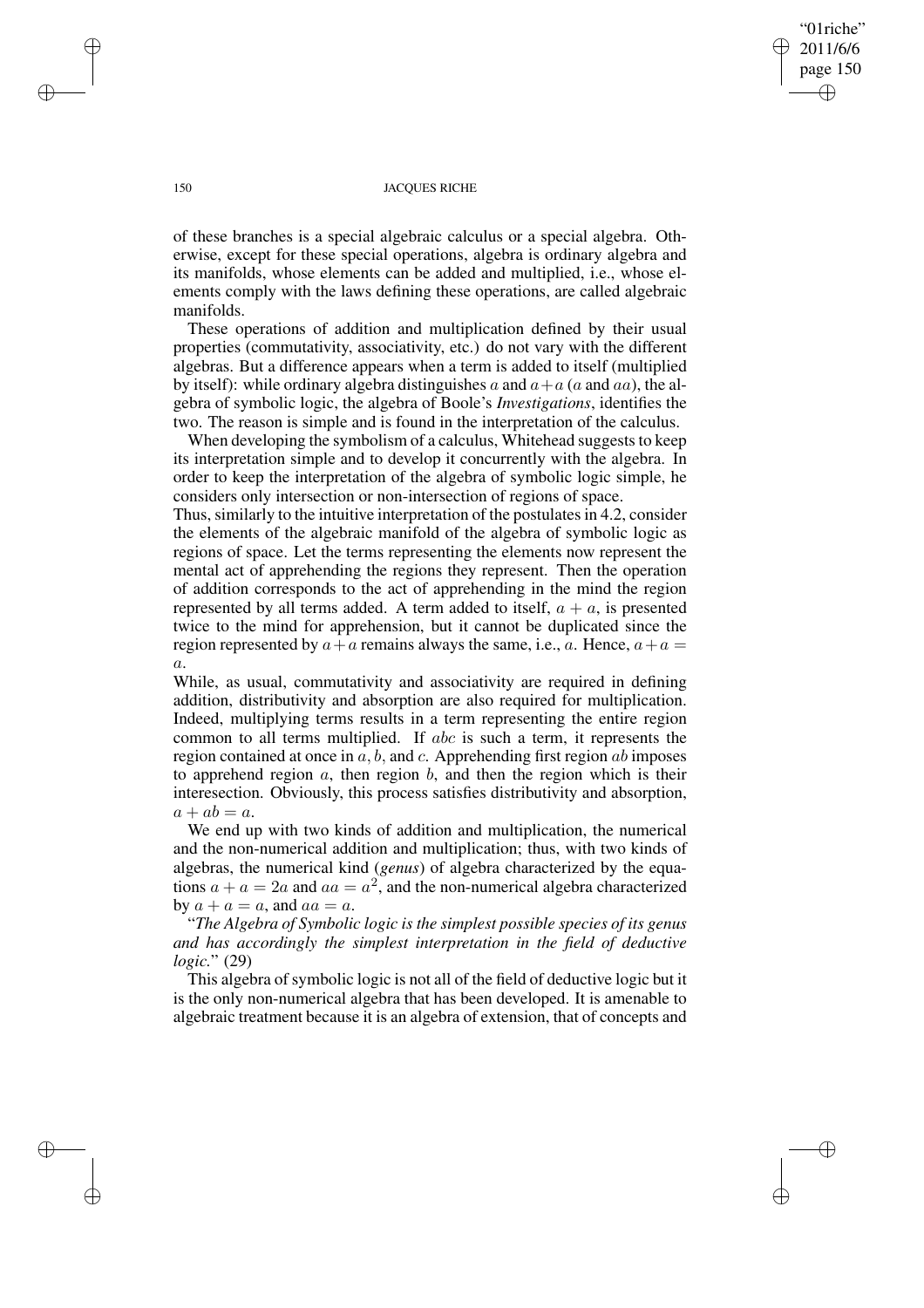of these branches is a special algebraic calculus or a special algebra. Otherwise, except for these special operations, algebra is ordinary algebra and its manifolds, whose elements can be added and multiplied, i.e., whose elements comply with the laws defining these operations, are called algebraic manifolds.

These operations of addition and multiplication defined by their usual properties (commutativity, associativity, etc.) do not vary with the different algebras. But a difference appears when a term is added to itself (multiplied by itself): while ordinary algebra distinguishes $a$ and $a+a$ ($a$ and $aa$), the algebra of symbolic logic, the algebra of Boole's *Investigations*, identifies the two. The reason is simple and is found in the interpretation of the calculus.

When developing the symbolism of a calculus, Whitehead suggests to keep its interpretation simple and to develop it concurrently with the algebra. In order to keep the interpretation of the algebra of symbolic logic simple, he considers only intersection or non-intersection of regions of space.

Thus, similarly to the intuitive interpretation of the postulates in 4.2, consider the elements of the algebraic manifold of the algebra of symbolic logic as regions of space. Let the terms representing the elements now represent the mental act of apprehending the regions they represent. Then the operation of addition corresponds to the act of apprehending in the mind the region represented by all terms added. A term added to itself, $a + a$, is presented twice to the mind for apprehension, but it cannot be duplicated since the region represented by $a+a$ remains always the same, i.e., $a$. Hence, $a+a = a$.

While, as usual, commutativity and associativity are required in defining addition, distributivity and absorption are also required for multiplication. Indeed, multiplying terms results in a term representing the entire region common to all terms multiplied. If $abc$ is such a term, it represents the region contained at once in $a, b$, and $c$. Apprehending first region $ab$ imposes to apprehend region $a$, then region $b$, and then the region which is their interesection. Obviously, this process satisfies distributivity and absorption, $a + ab = a$.

We end up with two kinds of addition and multiplication, the numerical and the non-numerical addition and multiplication; thus, with two kinds of algebras, the numerical kind (*genus*) of algebra characterized by the equations $a + a = 2a$ and $aa = a^2$, and the non-numerical algebra characterized by $a + a = a$, and $aa = a$.

"*The Algebra of Symbolic logic is the simplest possible species of its genus and has accordingly the simplest interpretation in the field of deductive logic.*" (29)

This algebra of symbolic logic is not all of the field of deductive logic but it is the only non-numerical algebra that has been developed. It is amenable to algebraic treatment because it is an algebra of extension, that of concepts and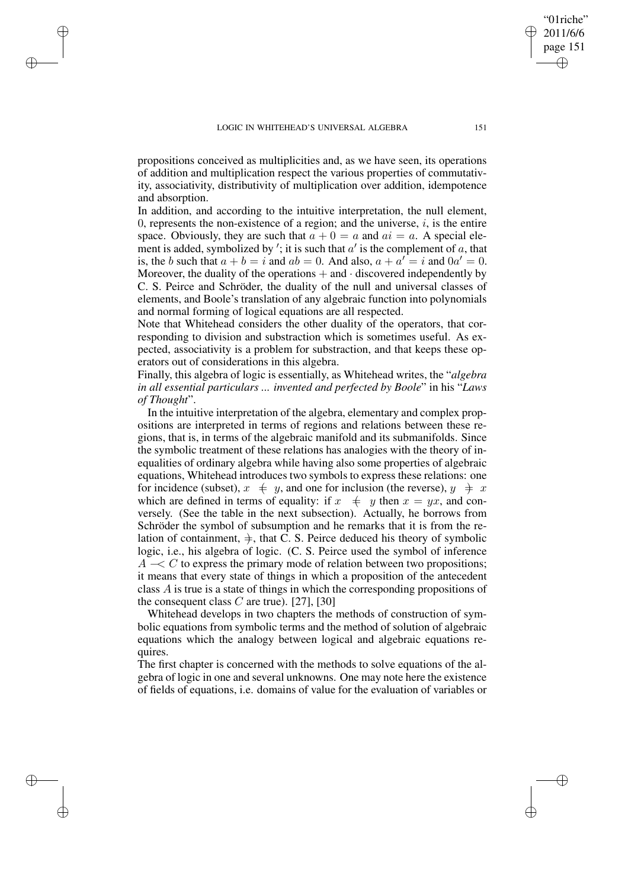propositions conceived as multiplicities and, as we have seen, its operations of addition and multiplication respect the various properties of commutativity, associativity, distributivity of multiplication over addition, idempotence and absorption.

In addition, and according to the intuitive interpretation, the null element, 0, represents the non-existence of a region; and the universe, $i$, is the entire space. Obviously, they are such that $a + 0 = a$ and $ai = a$. A special element is added, symbolized by $'$; it is such that $a'$ is the complement of $a$, that is, the $b$ such that $a + b = i$ and $ab = 0$. And also, $a + a' = i$ and $0a' = 0$. Moreover, the duality of the operations $+$ and $\cdot$ discovered independently by C. S. Peirce and Schröder, the duality of the null and universal classes of elements, and Boole's translation of any algebraic function into polynomials and normal forming of logical equations are all respected.

Note that Whitehead considers the other duality of the operators, that corresponding to division and substraction which is sometimes useful. As expected, associativity is a problem for substraction, and that keeps these operators out of considerations in this algebra.

Finally, this algebra of logic is essentially, as Whitehead writes, the "*algebra in all essential particulars ... invented and perfected by Boole*" in his "*Laws of Thought*".

In the intuitive interpretation of the algebra, elementary and complex propositions are interpreted in terms of regions and relations between these regions, that is, in terms of the algebraic manifold and its submanifolds. Since the symbolic treatment of these relations has analogies with the theory of inequalities of ordinary algebra while having also some properties of algebraic equations, Whitehead introduces two symbols to express these relations: one for incidence (subset), $x \;\in\; y$, and one for inclusion (the reverse), $y \;\ni\; x$ which are defined in terms of equality: if $x \;\in\; y$ then $x = yx$, and conversely. (See the table in the next subsection). Actually, he borrows from Schröder the symbol of subsumption and he remarks that it is from the relation of containment, $\ni$, that C. S. Peirce deduced his theory of symbolic logic, i.e., his algebra of logic. (C. S. Peirce used the symbol of inference $A \prec C$ to express the primary mode of relation between two propositions; it means that every state of things in which a proposition of the antecedent class $A$ is true is a state of things in which the corresponding propositions of the consequent class $C$ are true). [27], [30]

Whitehead develops in two chapters the methods of construction of symbolic equations from symbolic terms and the method of solution of algebraic equations which the analogy between logical and algebraic equations requires.

The first chapter is concerned with the methods to solve equations of the algebra of logic in one and several unknowns. One may note here the existence of fields of equations, i.e. domains of value for the evaluation of variables or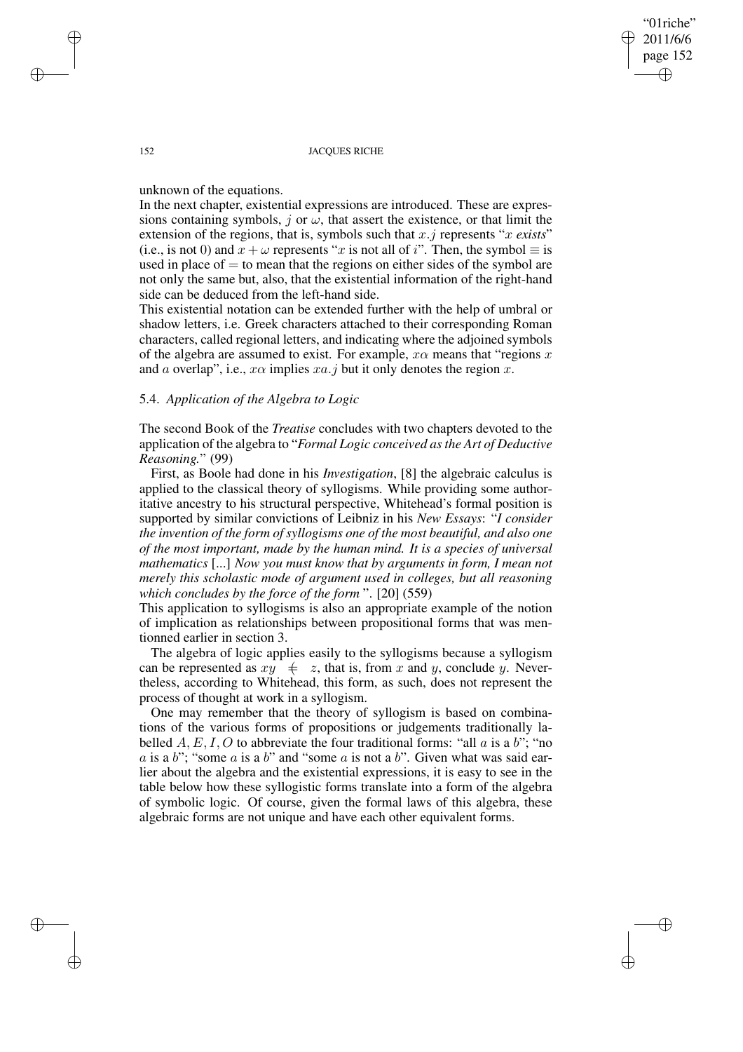unknown of the equations.

In the next chapter, existential expressions are introduced. These are expressions containing symbols, $j$ or $\omega$, that assert the existence, or that limit the extension of the regions, that is, symbols such that $x.j$ represents "$x$ *exists*" (i.e., is not 0) and $x + \omega$ represents "$x$ is not all of $i$". Then, the symbol $\equiv$ is used in place of $=$ to mean that the regions on either sides of the symbol are not only the same but, also, that the existential information of the right-hand side can be deduced from the left-hand side.

This existential notation can be extended further with the help of umbral or shadow letters, i.e. Greek characters attached to their corresponding Roman characters, called regional letters, and indicating where the adjoined symbols of the algebra are assumed to exist. For example, $x\alpha$ means that "regions $x$ and $a$ overlap", i.e., $x\alpha$ implies $xa.j$ but it only denotes the region $x$.

### 5.4. *Application of the Algebra to Logic*

The second Book of the *Treatise* concludes with two chapters devoted to the application of the algebra to "*Formal Logic conceived as the Art of Deductive Reasoning.*" (99)

First, as Boole had done in his *Investigation*, [8] the algebraic calculus is applied to the classical theory of syllogisms. While providing some authoritative ancestry to his structural perspective, Whitehead's formal position is supported by similar convictions of Leibniz in his *New Essays*: "*I consider the invention of the form of syllogisms one of the most beautiful, and also one of the most important, made by the human mind. It is a species of universal mathematics* [...] *Now you must know that by arguments in form, I mean not merely this scholastic mode of argument used in colleges, but all reasoning which concludes by the force of the form* ". [20] (559)

This application to syllogisms is also an appropriate example of the notion of implication as relationships between propositional forms that was mentionned earlier in section 3.

The algebra of logic applies easily to the syllogisms because a syllogism can be represented as $xy \ \not\Leftarrow \ z$, that is, from $x$ and $y$, conclude $y$. Nevertheless, according to Whitehead, this form, as such, does not represent the process of thought at work in a syllogism.

One may remember that the theory of syllogism is based on combinations of the various forms of propositions or judgements traditionally labelled $A, E, I, O$ to abbreviate the four traditional forms: "all $a$ is a $b$"; "no $a$ is a $b$"; "some $a$ is a $b$" and "some $a$ is not a $b$". Given what was said earlier about the algebra and the existential expressions, it is easy to see in the table below how these syllogistic forms translate into a form of the algebra of symbolic logic. Of course, given the formal laws of this algebra, these algebraic forms are not unique and have each other equivalent forms.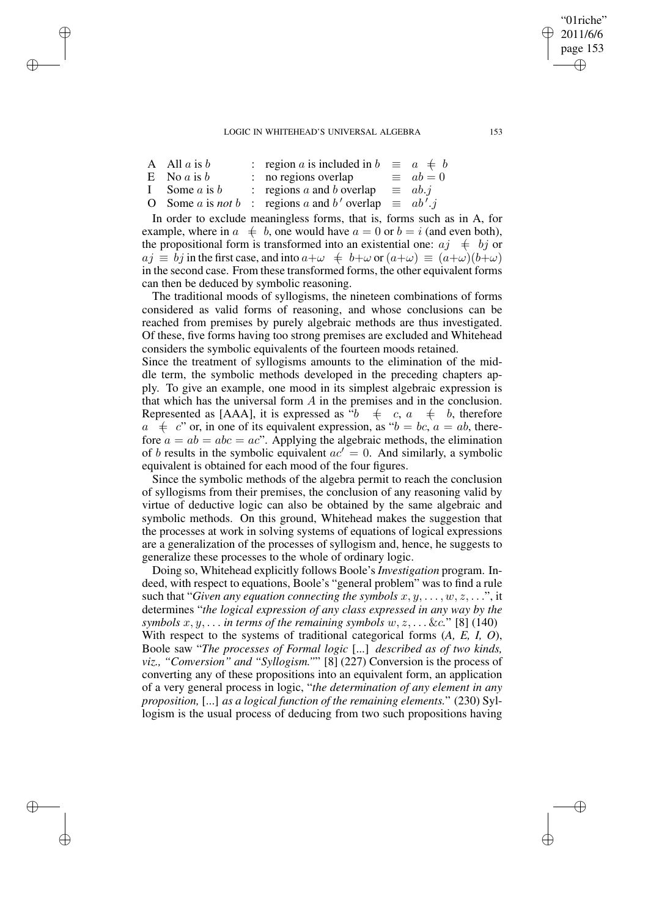| | | | | |
|---|---|---|---|---|
| A | All $a$ is $b$ | : region $a$ is included in $b$ | $\equiv$ | $a \mathrel{\mp} b$ |
| E | No $a$ is $b$ | : no regions overlap | $\equiv$ | $ab = 0$ |
| I | Some $a$ is $b$ | : regions $a$ and $b$ overlap | $\equiv$ | $ab.j$ |
| O | Some $a$ is *not* $b$ | : regions $a$ and $b'$ overlap | $\equiv$ | $ab'.j$ |

In order to exclude meaningless forms, that is, forms such as in A, for example, where in $a \mathrel{\mp} b$, one would have $a = 0$ or $b = i$ (and even both), the propositional form is transformed into an existential one: $aj \mathrel{\mp} bj$ or $aj \equiv bj$ in the first case, and into $a+\omega \mathrel{\mp} b+\omega$ or $(a+\omega) \equiv (a+\omega)(b+\omega)$ in the second case. From these transformed forms, the other equivalent forms can then be deduced by symbolic reasoning.

The traditional moods of syllogisms, the nineteen combinations of forms considered as valid forms of reasoning, and whose conclusions can be reached from premises by purely algebraic methods are thus investigated. Of these, five forms having too strong premises are excluded and Whitehead considers the symbolic equivalents of the fourteen moods retained.

Since the treatment of syllogisms amounts to the elimination of the middle term, the symbolic methods developed in the preceding chapters apply. To give an example, one mood in its simplest algebraic expression is that which has the universal form $A$ in the premises and in the conclusion. Represented as [AAA], it is expressed as "$b \mathrel{\mp} c$, $a \mathrel{\mp} b$, therefore $a \mathrel{\mp} c$" or, in one of its equivalent expression, as "$b = bc$, $a = ab$, therefore $a = ab = abc = ac$". Applying the algebraic methods, the elimination of $b$ results in the symbolic equivalent $ac' = 0$. And similarly, a symbolic equivalent is obtained for each mood of the four figures.

Since the symbolic methods of the algebra permit to reach the conclusion of syllogisms from their premises, the conclusion of any reasoning valid by virtue of deductive logic can also be obtained by the same algebraic and symbolic methods. On this ground, Whitehead makes the suggestion that the processes at work in solving systems of equations of logical expressions are a generalization of the processes of syllogism and, hence, he suggests to generalize these processes to the whole of ordinary logic.

Doing so, Whitehead explicitly follows Boole's *Investigation* program. Indeed, with respect to equations, Boole's "general problem" was to find a rule such that "*Given any equation connecting the symbols* $x, y, \ldots, w, z, \ldots$", it determines "*the logical expression of any class expressed in any way by the symbols* $x, y, \ldots$ *in terms of the remaining symbols* $w, z, \ldots$ *&c.*" [8] (140) With respect to the systems of traditional categorical forms (*A, E, I, O*), Boole saw "*The processes of Formal logic* [...] *described as of two kinds, viz., "Conversion" and "Syllogism."*" [8] (227) Conversion is the process of converting any of these propositions into an equivalent form, an application of a very general process in logic, "*the determination of any element in any proposition,* [...] *as a logical function of the remaining elements.*" (230) Syllogism is the usual process of deducing from two such propositions having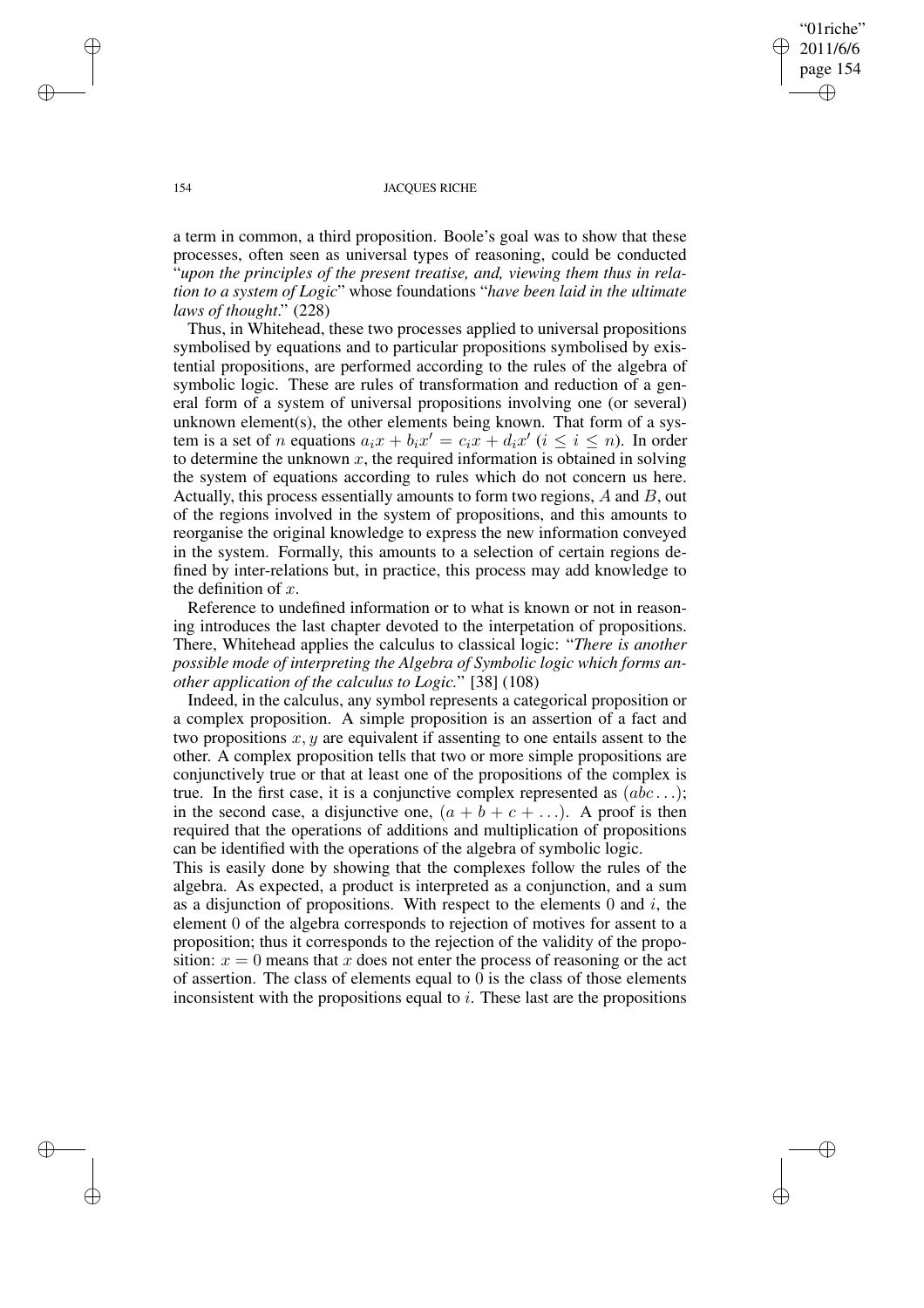a term in common, a third proposition. Boole's goal was to show that these processes, often seen as universal types of reasoning, could be conducted "*upon the principles of the present treatise, and, viewing them thus in relation to a system of Logic*" whose foundations "*have been laid in the ultimate laws of thought*." (228)

Thus, in Whitehead, these two processes applied to universal propositions symbolised by equations and to particular propositions symbolised by existential propositions, are performed according to the rules of the algebra of symbolic logic. These are rules of transformation and reduction of a general form of a system of universal propositions involving one (or several) unknown element(s), the other elements being known. That form of a system is a set of $n$ equations $a_i x + b_i x' = c_i x + d_i x'$ $(i \leq i \leq n)$. In order to determine the unknown $x$, the required information is obtained in solving the system of equations according to rules which do not concern us here. Actually, this process essentially amounts to form two regions, $A$ and $B$, out of the regions involved in the system of propositions, and this amounts to reorganise the original knowledge to express the new information conveyed in the system. Formally, this amounts to a selection of certain regions defined by inter-relations but, in practice, this process may add knowledge to the definition of $x$.

Reference to undefined information or to what is known or not in reasoning introduces the last chapter devoted to the interpetation of propositions. There, Whitehead applies the calculus to classical logic: "*There is another possible mode of interpreting the Algebra of Symbolic logic which forms another application of the calculus to Logic.*" [38] (108)

Indeed, in the calculus, any symbol represents a categorical proposition or a complex proposition. A simple proposition is an assertion of a fact and two propositions $x, y$ are equivalent if assenting to one entails assent to the other. A complex proposition tells that two or more simple propositions are conjunctively true or that at least one of the propositions of the complex is true. In the first case, it is a conjunctive complex represented as $(abc\ldots)$; in the second case, a disjunctive one, $(a + b + c + \ldots)$. A proof is then required that the operations of additions and multiplication of propositions can be identified with the operations of the algebra of symbolic logic.

This is easily done by showing that the complexes follow the rules of the algebra. As expected, a product is interpreted as a conjunction, and a sum as a disjunction of propositions. With respect to the elements $0$ and $i$, the element $0$ of the algebra corresponds to rejection of motives for assent to a proposition; thus it corresponds to the rejection of the validity of the proposition: $x = 0$ means that $x$ does not enter the process of reasoning or the act of assertion. The class of elements equal to $0$ is the class of those elements inconsistent with the propositions equal to $i$. These last are the propositions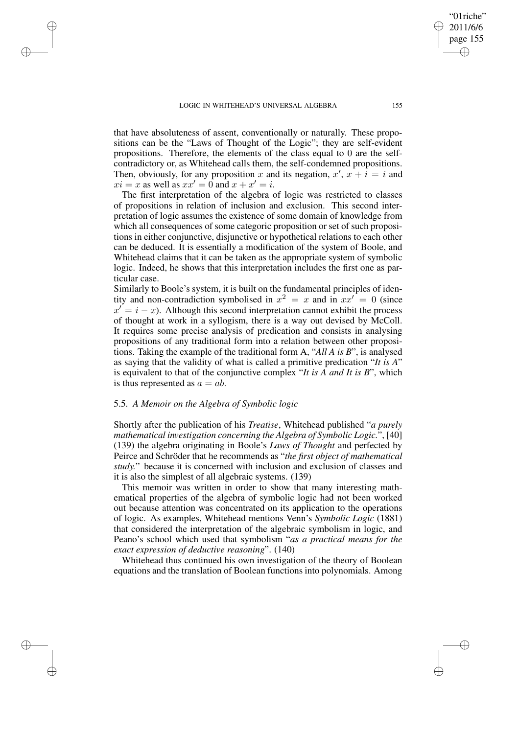that have absoluteness of assent, conventionally or naturally. These propositions can be the "Laws of Thought of the Logic"; they are self-evident propositions. Therefore, the elements of the class equal to 0 are the self-contradictory or, as Whitehead calls them, the self-condemned propositions. Then, obviously, for any proposition $x$ and its negation, $x'$, $x + i = i$ and $xi = x$ as well as $xx' = 0$ and $x + x' = i$.

The first interpretation of the algebra of logic was restricted to classes of propositions in relation of inclusion and exclusion. This second interpretation of logic assumes the existence of some domain of knowledge from which all consequences of some categoric proposition or set of such propositions in either conjunctive, disjunctive or hypothetical relations to each other can be deduced. It is essentially a modification of the system of Boole, and Whitehead claims that it can be taken as the appropriate system of symbolic logic. Indeed, he shows that this interpretation includes the first one as particular case.

Similarly to Boole's system, it is built on the fundamental principles of identity and non-contradiction symbolised in $x^2 = x$ and in $xx' = 0$ (since $x' = i - x$). Although this second interpretation cannot exhibit the process of thought at work in a syllogism, there is a way out devised by McColl. It requires some precise analysis of predication and consists in analysing propositions of any traditional form into a relation between other propositions. Taking the example of the traditional form A, "*All A is B*", is analysed as saying that the validity of what is called a primitive predication "*It is A*" is equivalent to that of the conjunctive complex "*It is A and It is B*", which is thus represented as $a = ab$.

### 5.5. *A Memoir on the Algebra of Symbolic logic*

Shortly after the publication of his *Treatise*, Whitehead published "*a purely mathematical investigation concerning the Algebra of Symbolic Logic.*", [40] (139) the algebra originating in Boole's *Laws of Thought* and perfected by Peirce and Schröder that he recommends as "*the first object of mathematical study.*" because it is concerned with inclusion and exclusion of classes and it is also the simplest of all algebraic systems. (139)

This memoir was written in order to show that many interesting mathematical properties of the algebra of symbolic logic had not been worked out because attention was concentrated on its application to the operations of logic. As examples, Whitehead mentions Venn's *Symbolic Logic* (1881) that considered the interpretation of the algebraic symbolism in logic, and Peano's school which used that symbolism "*as a practical means for the exact expression of deductive reasoning*". (140)

Whitehead thus continued his own investigation of the theory of Boolean equations and the translation of Boolean functions into polynomials. Among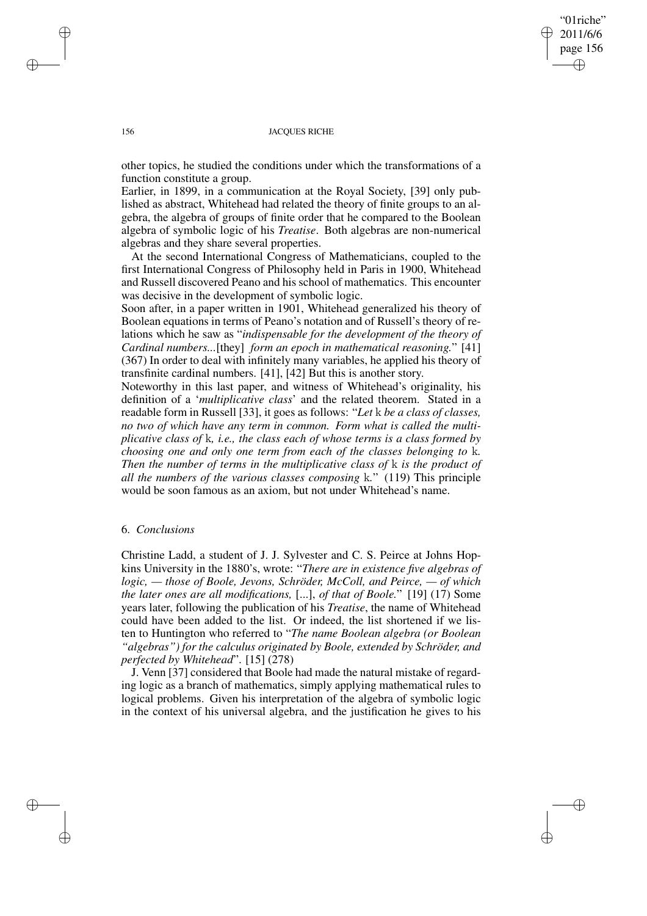other topics, he studied the conditions under which the transformations of a function constitute a group.

Earlier, in 1899, in a communication at the Royal Society, [39] only published as abstract, Whitehead had related the theory of finite groups to an algebra, the algebra of groups of finite order that he compared to the Boolean algebra of symbolic logic of his *Treatise*. Both algebras are non-numerical algebras and they share several properties.

At the second International Congress of Mathematicians, coupled to the first International Congress of Philosophy held in Paris in 1900, Whitehead and Russell discovered Peano and his school of mathematics. This encounter was decisive in the development of symbolic logic.

Soon after, in a paper written in 1901, Whitehead generalized his theory of Boolean equations in terms of Peano's notation and of Russell's theory of relations which he saw as "*indispensable for the development of the theory of Cardinal numbers...*[they] *form an epoch in mathematical reasoning.*" [41] (367) In order to deal with infinitely many variables, he applied his theory of transfinite cardinal numbers. [41], [42] But this is another story.

Noteworthy in this last paper, and witness of Whitehead's originality, his definition of a '*multiplicative class*' and the related theorem. Stated in a readable form in Russell [33], it goes as follows: "*Let* k *be a class of classes, no two of which have any term in common. Form what is called the multiplicative class of* k*, i.e., the class each of whose terms is a class formed by choosing one and only one term from each of the classes belonging to* k*. Then the number of terms in the multiplicative class of* k *is the product of all the numbers of the various classes composing* k*.*" (119) This principle would be soon famous as an axiom, but not under Whitehead's name.

## 6. *Conclusions*

Christine Ladd, a student of J. J. Sylvester and C. S. Peirce at Johns Hopkins University in the 1880's, wrote: "*There are in existence five algebras of logic, — those of Boole, Jevons, Schröder, McColl, and Peirce, — of which the later ones are all modifications,* [...], *of that of Boole.*" [19] (17) Some years later, following the publication of his *Treatise*, the name of Whitehead could have been added to the list. Or indeed, the list shortened if we listen to Huntington who referred to "*The name Boolean algebra (or Boolean "algebras") for the calculus originated by Boole, extended by Schröder, and perfected by Whitehead*". [15] (278)

J. Venn [37] considered that Boole had made the natural mistake of regarding logic as a branch of mathematics, simply applying mathematical rules to logical problems. Given his interpretation of the algebra of symbolic logic in the context of his universal algebra, and the justification he gives to his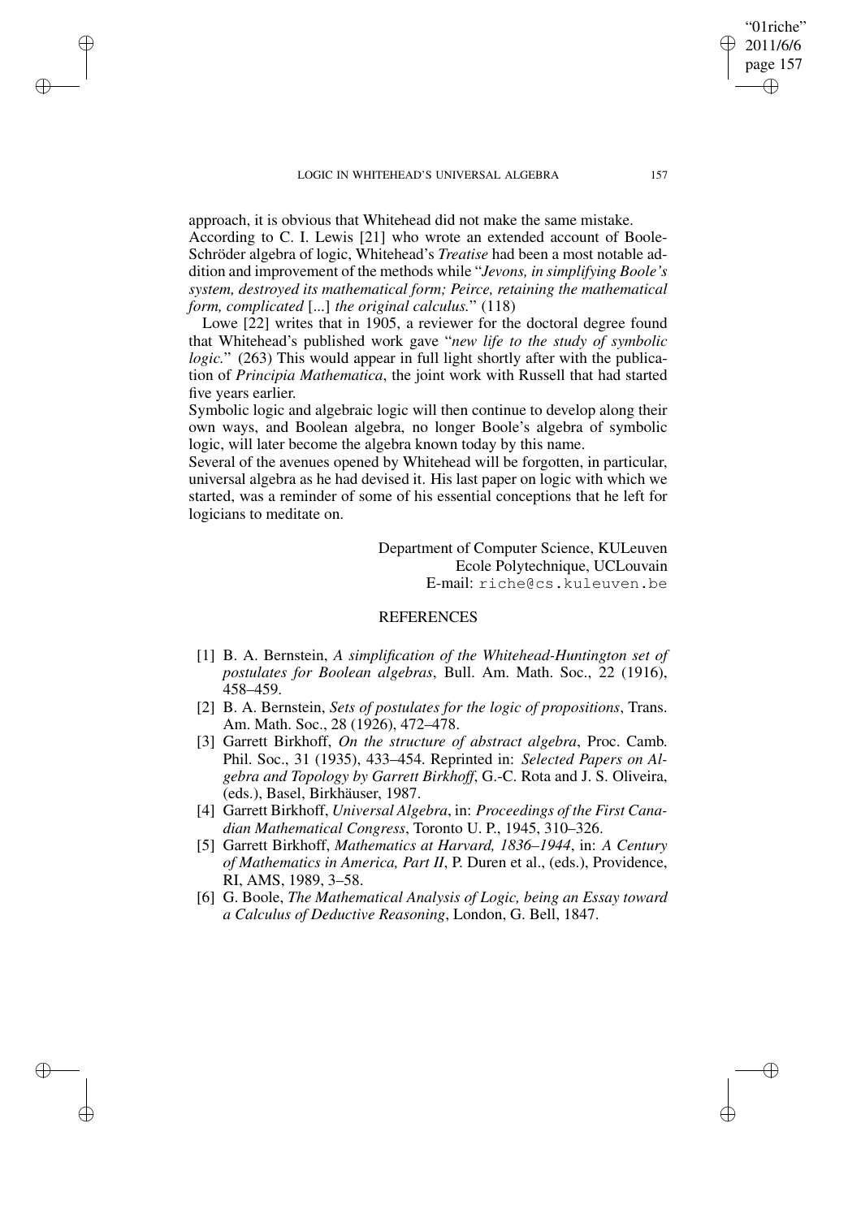approach, it is obvious that Whitehead did not make the same mistake.
According to C. I. Lewis [21] who wrote an extended account of Boole-Schröder algebra of logic, Whitehead's *Treatise* had been a most notable addition and improvement of the methods while "*Jevons, in simplifying Boole's system, destroyed its mathematical form; Peirce, retaining the mathematical form, complicated* [...] *the original calculus.*" (118)

Lowe [22] writes that in 1905, a reviewer for the doctoral degree found that Whitehead's published work gave "*new life to the study of symbolic logic.*" (263) This would appear in full light shortly after with the publication of *Principia Mathematica*, the joint work with Russell that had started five years earlier.
Symbolic logic and algebraic logic will then continue to develop along their own ways, and Boolean algebra, no longer Boole's algebra of symbolic logic, will later become the algebra known today by this name.
Several of the avenues opened by Whitehead will be forgotten, in particular, universal algebra as he had devised it. His last paper on logic with which we started, was a reminder of some of his essential conceptions that he left for logicians to meditate on.

Department of Computer Science, KULeuven
Ecole Polytechnique, UCLouvain
E-mail: riche@cs.kuleuven.be

## REFERENCES

[1] B. A. Bernstein, *A simplification of the Whitehead-Huntington set of postulates for Boolean algebras*, Bull. Am. Math. Soc., 22 (1916), 458–459.

[2] B. A. Bernstein, *Sets of postulates for the logic of propositions*, Trans. Am. Math. Soc., 28 (1926), 472–478.

[3] Garrett Birkhoff, *On the structure of abstract algebra*, Proc. Camb. Phil. Soc., 31 (1935), 433–454. Reprinted in: *Selected Papers on Algebra and Topology by Garrett Birkhoff*, G.-C. Rota and J. S. Oliveira, (eds.), Basel, Birkhäuser, 1987.

[4] Garrett Birkhoff, *Universal Algebra*, in: *Proceedings of the First Canadian Mathematical Congress*, Toronto U. P., 1945, 310–326.

[5] Garrett Birkhoff, *Mathematics at Harvard, 1836–1944*, in: *A Century of Mathematics in America, Part II*, P. Duren et al., (eds.), Providence, RI, AMS, 1989, 3–58.

[6] G. Boole, *The Mathematical Analysis of Logic, being an Essay toward a Calculus of Deductive Reasoning*, London, G. Bell, 1847.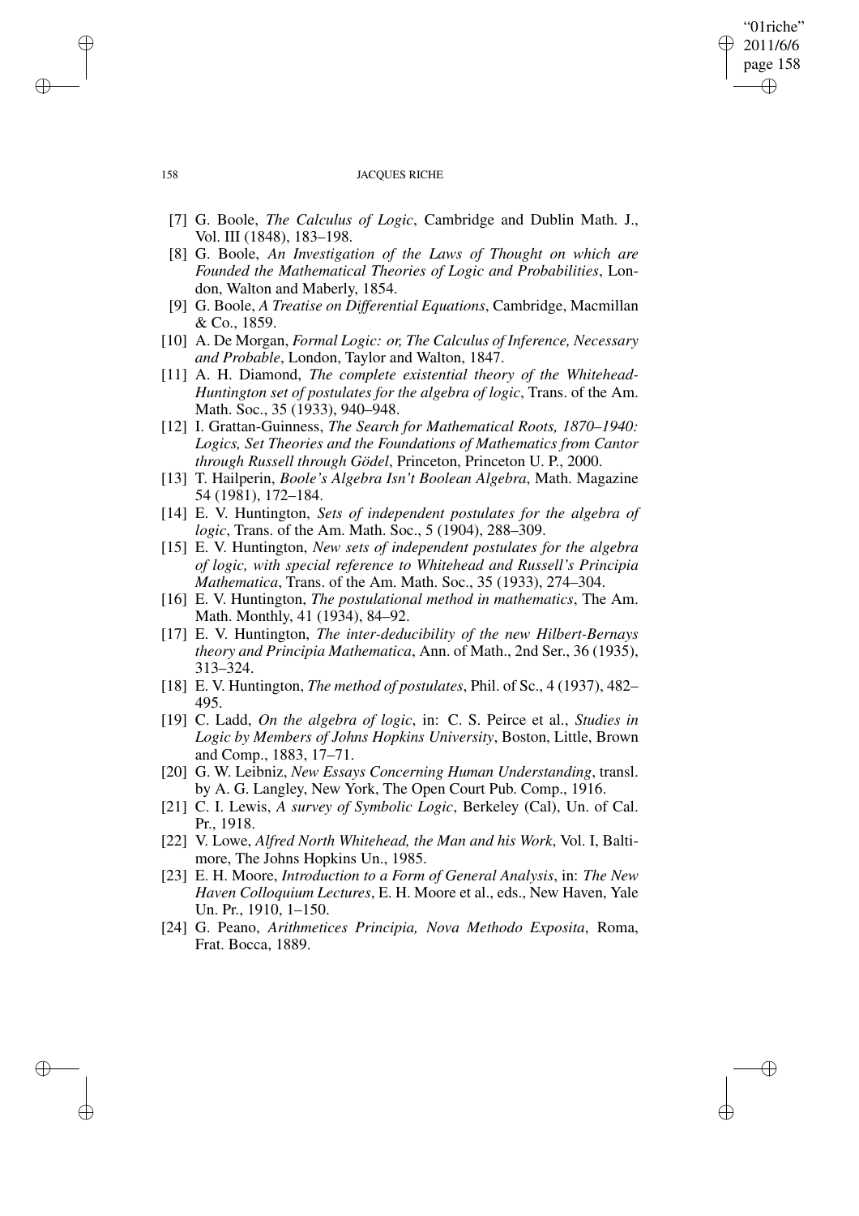[7] G. Boole, *The Calculus of Logic*, Cambridge and Dublin Math. J., Vol. III (1848), 183–198.

[8] G. Boole, *An Investigation of the Laws of Thought on which are Founded the Mathematical Theories of Logic and Probabilities*, London, Walton and Maberly, 1854.

[9] G. Boole, *A Treatise on Differential Equations*, Cambridge, Macmillan & Co., 1859.

[10] A. De Morgan, *Formal Logic: or, The Calculus of Inference, Necessary and Probable*, London, Taylor and Walton, 1847.

[11] A. H. Diamond, *The complete existential theory of the Whitehead-Huntington set of postulates for the algebra of logic*, Trans. of the Am. Math. Soc., 35 (1933), 940–948.

[12] I. Grattan-Guinness, *The Search for Mathematical Roots, 1870–1940: Logics, Set Theories and the Foundations of Mathematics from Cantor through Russell through Gödel*, Princeton, Princeton U. P., 2000.

[13] T. Hailperin, *Boole's Algebra Isn't Boolean Algebra*, Math. Magazine 54 (1981), 172–184.

[14] E. V. Huntington, *Sets of independent postulates for the algebra of logic*, Trans. of the Am. Math. Soc., 5 (1904), 288–309.

[15] E. V. Huntington, *New sets of independent postulates for the algebra of logic, with special reference to Whitehead and Russell's Principia Mathematica*, Trans. of the Am. Math. Soc., 35 (1933), 274–304.

[16] E. V. Huntington, *The postulational method in mathematics*, The Am. Math. Monthly, 41 (1934), 84–92.

[17] E. V. Huntington, *The inter-deducibility of the new Hilbert-Bernays theory and Principia Mathematica*, Ann. of Math., 2nd Ser., 36 (1935), 313–324.

[18] E. V. Huntington, *The method of postulates*, Phil. of Sc., 4 (1937), 482–495.

[19] C. Ladd, *On the algebra of logic*, in: C. S. Peirce et al., *Studies in Logic by Members of Johns Hopkins University*, Boston, Little, Brown and Comp., 1883, 17–71.

[20] G. W. Leibniz, *New Essays Concerning Human Understanding*, transl. by A. G. Langley, New York, The Open Court Pub. Comp., 1916.

[21] C. I. Lewis, *A survey of Symbolic Logic*, Berkeley (Cal), Un. of Cal. Pr., 1918.

[22] V. Lowe, *Alfred North Whitehead, the Man and his Work*, Vol. I, Baltimore, The Johns Hopkins Un., 1985.

[23] E. H. Moore, *Introduction to a Form of General Analysis*, in: *The New Haven Colloquium Lectures*, E. H. Moore et al., eds., New Haven, Yale Un. Pr., 1910, 1–150.

[24] G. Peano, *Arithmetices Principia, Nova Methodo Exposita*, Roma, Frat. Bocca, 1889.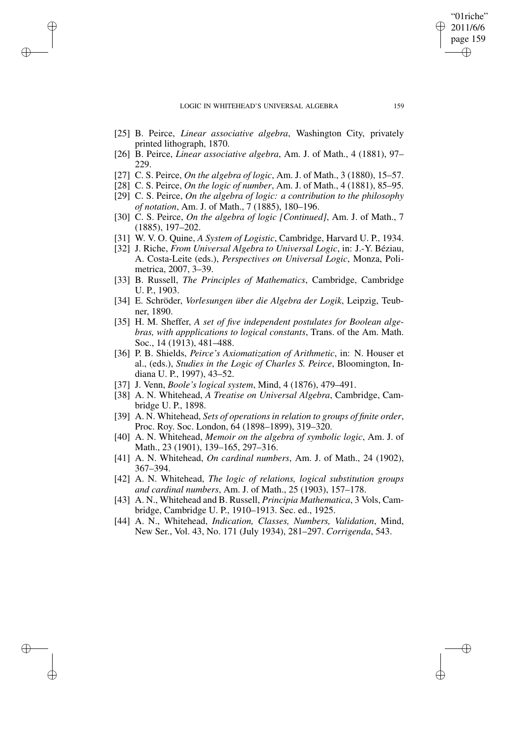[25] B. Peirce, *Linear associative algebra*, Washington City, privately printed lithograph, 1870.

[26] B. Peirce, *Linear associative algebra*, Am. J. of Math., 4 (1881), 97–229.

[27] C. S. Peirce, *On the algebra of logic*, Am. J. of Math., 3 (1880), 15–57.

[28] C. S. Peirce, *On the logic of number*, Am. J. of Math., 4 (1881), 85–95.

[29] C. S. Peirce, *On the algebra of logic: a contribution to the philosophy of notation*, Am. J. of Math., 7 (1885), 180–196.

[30] C. S. Peirce, *On the algebra of logic [Continued]*, Am. J. of Math., 7 (1885), 197–202.

[31] W. V. O. Quine, *A System of Logistic*, Cambridge, Harvard U. P., 1934.

[32] J. Riche, *From Universal Algebra to Universal Logic*, in: J.-Y. Béziau, A. Costa-Leite (eds.), *Perspectives on Universal Logic*, Monza, Polimetrica, 2007, 3–39.

[33] B. Russell, *The Principles of Mathematics*, Cambridge, Cambridge U. P., 1903.

[34] E. Schröder, *Vorlesungen über die Algebra der Logik*, Leipzig, Teubner, 1890.

[35] H. M. Sheffer, *A set of five independent postulates for Boolean algebras, with appplications to logical constants*, Trans. of the Am. Math. Soc., 14 (1913), 481–488.

[36] P. B. Shields, *Peirce's Axiomatization of Arithmetic*, in: N. Houser et al., (eds.), *Studies in the Logic of Charles S. Peirce*, Bloomington, Indiana U. P., 1997), 43–52.

[37] J. Venn, *Boole's logical system*, Mind, 4 (1876), 479–491.

[38] A. N. Whitehead, *A Treatise on Universal Algebra*, Cambridge, Cambridge U. P., 1898.

[39] A. N. Whitehead, *Sets of operations in relation to groups of finite order*, Proc. Roy. Soc. London, 64 (1898–1899), 319–320.

[40] A. N. Whitehead, *Memoir on the algebra of symbolic logic*, Am. J. of Math., 23 (1901), 139–165, 297–316.

[41] A. N. Whitehead, *On cardinal numbers*, Am. J. of Math., 24 (1902), 367–394.

[42] A. N. Whitehead, *The logic of relations, logical substitution groups and cardinal numbers*, Am. J. of Math., 25 (1903), 157–178.

[43] A. N., Whitehead and B. Russell, *Principia Mathematica*, 3 Vols, Cambridge, Cambridge U. P., 1910–1913. Sec. ed., 1925.

[44] A. N., Whitehead, *Indication, Classes, Numbers, Validation*, Mind, New Ser., Vol. 43, No. 171 (July 1934), 281–297. *Corrigenda*, 543.